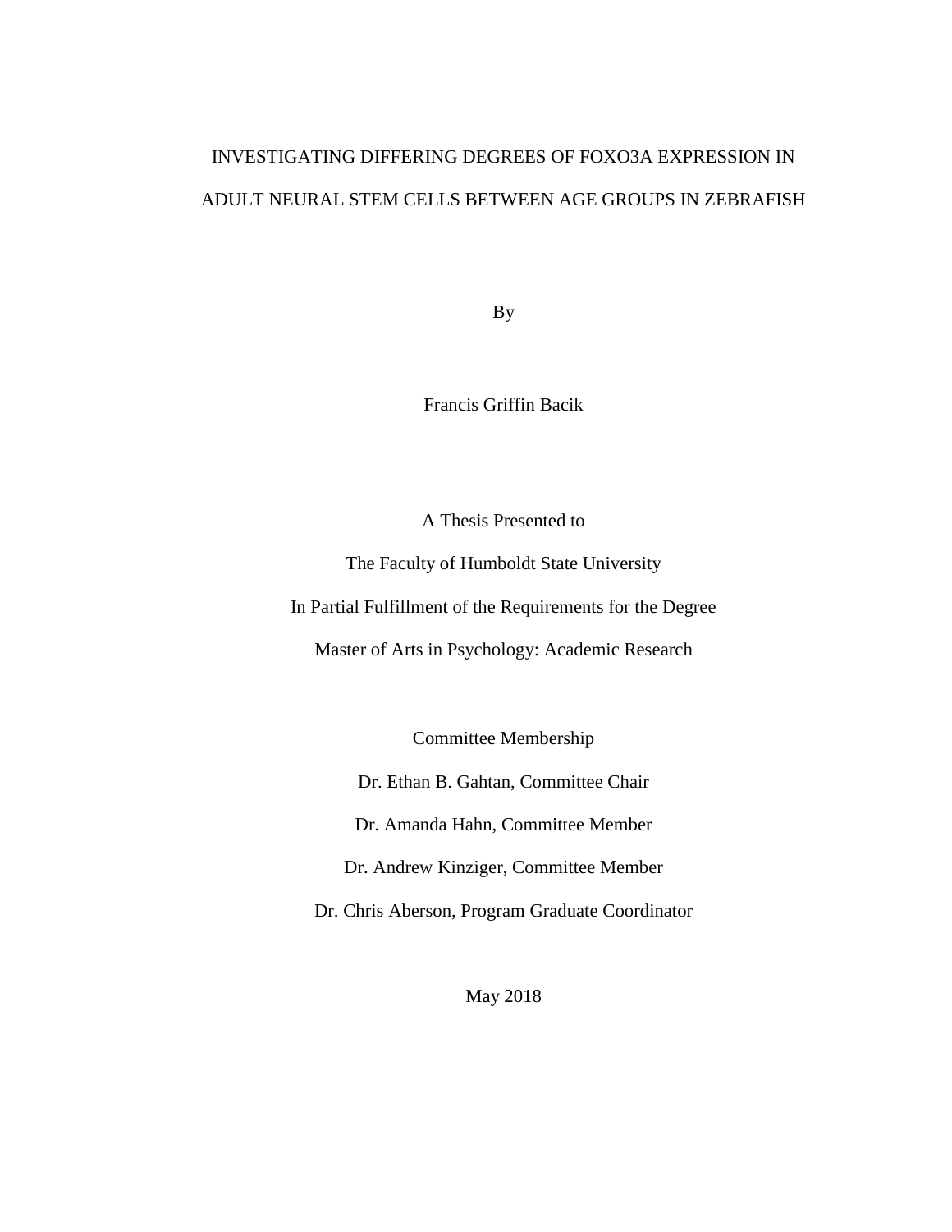# INVESTIGATING DIFFERING DEGREES OF FOXO3A EXPRESSION IN ADULT NEURAL STEM CELLS BETWEEN AGE GROUPS IN ZEBRAFISH

By

Francis Griffin Bacik

A Thesis Presented to

The Faculty of Humboldt State University

In Partial Fulfillment of the Requirements for the Degree

Master of Arts in Psychology: Academic Research

Committee Membership

Dr. Ethan B. Gahtan, Committee Chair

Dr. Amanda Hahn, Committee Member

Dr. Andrew Kinziger, Committee Member

Dr. Chris Aberson, Program Graduate Coordinator

May 2018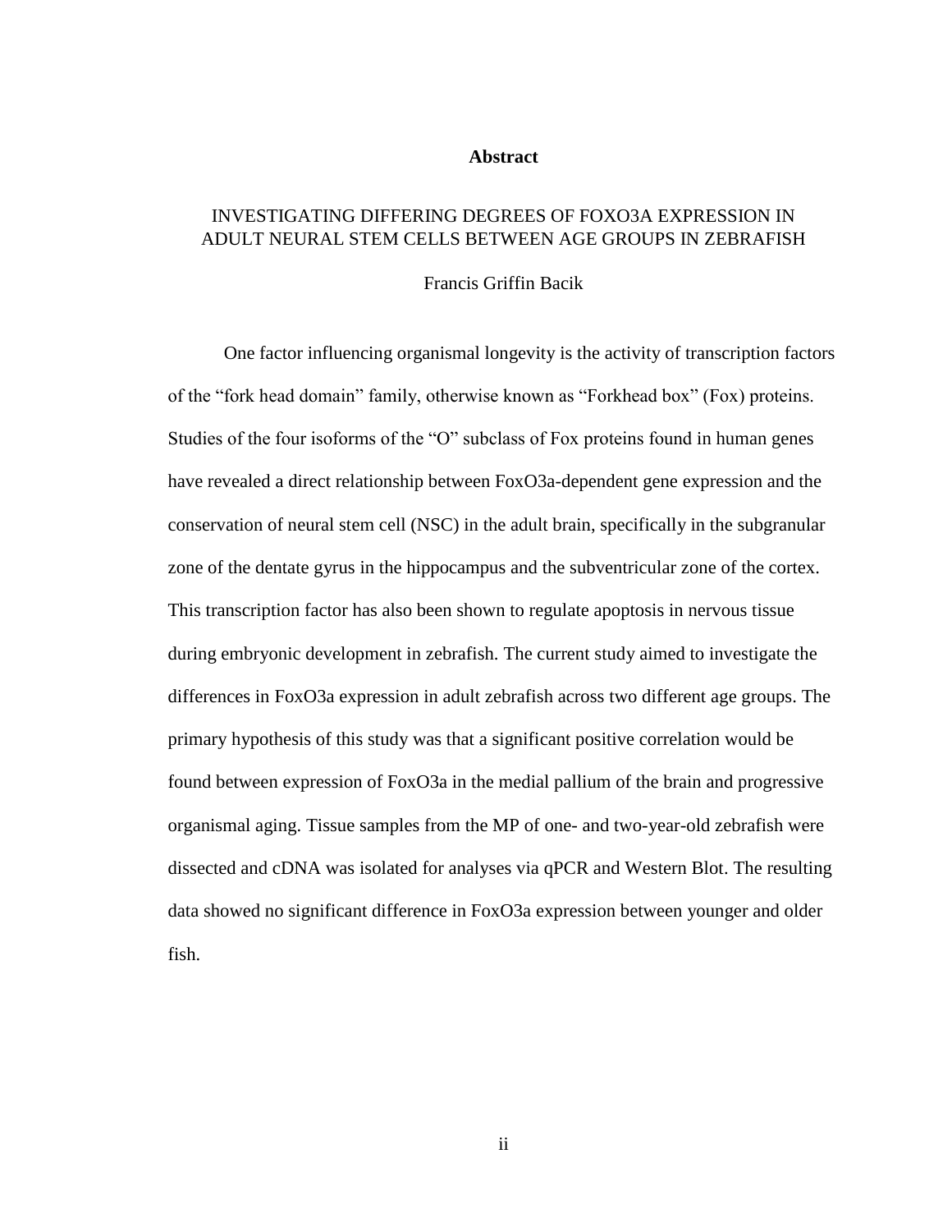# Abstract

## INVESTIGATING DIFFERING DEGREES OF FOXO3A EXPRESSION IN ADULT NEURAL STEM CELLS BETWEEN AGE GROUPS IN ZEBRAFISH

Francis Griffin Bacik

One factor influencing organismal longevity is the activity of transcription factors of the "fork head domain" family, otherwise known as "Forkhead box" (Fox) proteins. Studies of the four isoforms of the "O" subclass of Fox proteins found in human genes have revealed a direct relationship between FoxO3a-dependent gene expression and the conservation of neural stem cell (NSC) in the adult brain, specifically in the subgranular zone of the dentate gyrus in the hippocampus and the subventricular zone of the cortex. This transcription factor has also been shown to regulate apoptosis in nervous tissue during embryonic development in zebrafish. The current study aimed to investigate the differences in FoxO3a expression in adult zebrafish across two different age groups. The primary hypothesis of this study was that a significant positive correlation would be found between expression of FoxO3a in the medial pallium of the brain and progressive organismal aging. Tissue samples from the MP of one- and two-year-old zebrafish were dissected and cDNA was isolated for analyses via qPCR and Western Blot. The resulting data showed no significant difference in FoxO3a expression between younger and older fish.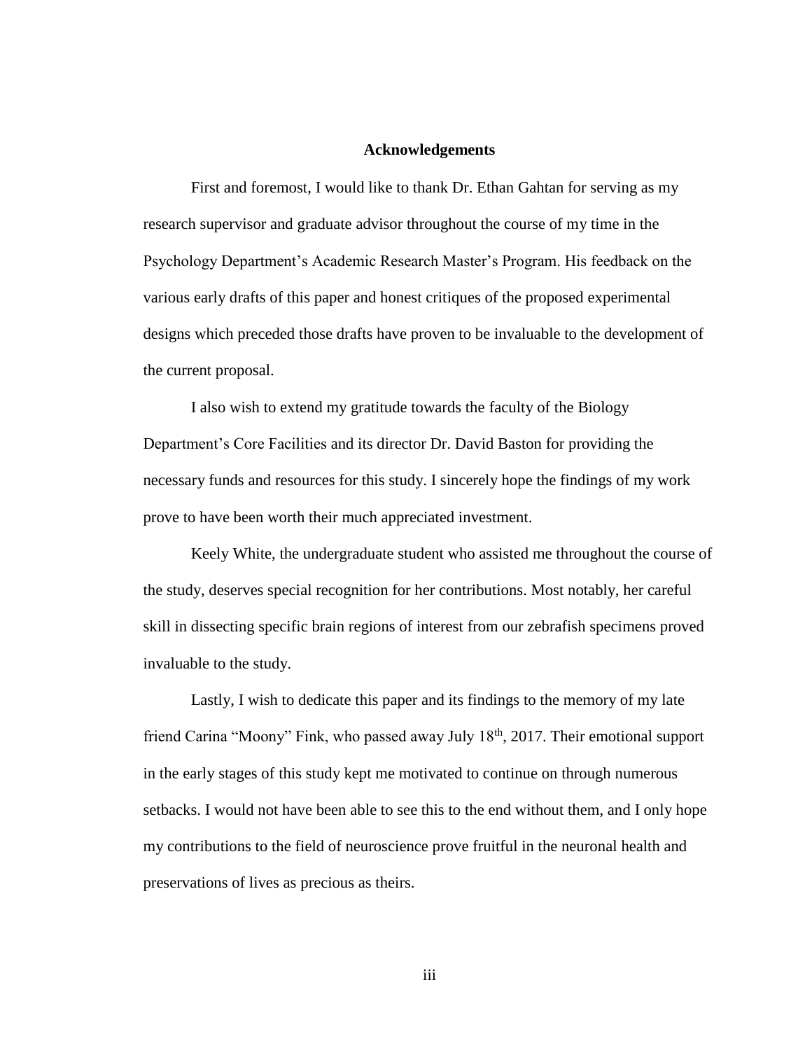## Acknowledgements

First and foremost, I would like to thank Dr. Ethan Gahtan for serving as my research supervisor and graduate advisor throughout the course of my time in the Psychology Department's Academic Research Master's Program. His feedback on the various early drafts of this paper and honest critiques of the proposed experimental designs which preceded those drafts have proven to be invaluable to the development of the current proposal.

I also wish to extend my gratitude towards the faculty of the Biology Department's Core Facilities and its director Dr. David Baston for providing the necessary funds and resources for this study. I sincerely hope the findings of my work prove to have been worth their much appreciated investment.

Keely White, the undergraduate student who assisted me throughout the course of the study, deserves special recognition for her contributions. Most notably, her careful skill in dissecting specific brain regions of interest from our zebrafish specimens proved invaluable to the study.

Lastly, I wish to dedicate this paper and its findings to the memory of my late friend Carina "Moony" Fink, who passed away July 18th, 2017. Their emotional support in the early stages of this study kept me motivated to continue on through numerous setbacks. I would not have been able to see this to the end without them, and I only hope my contributions to the field of neuroscience prove fruitful in the neuronal health and preservations of lives as precious as theirs.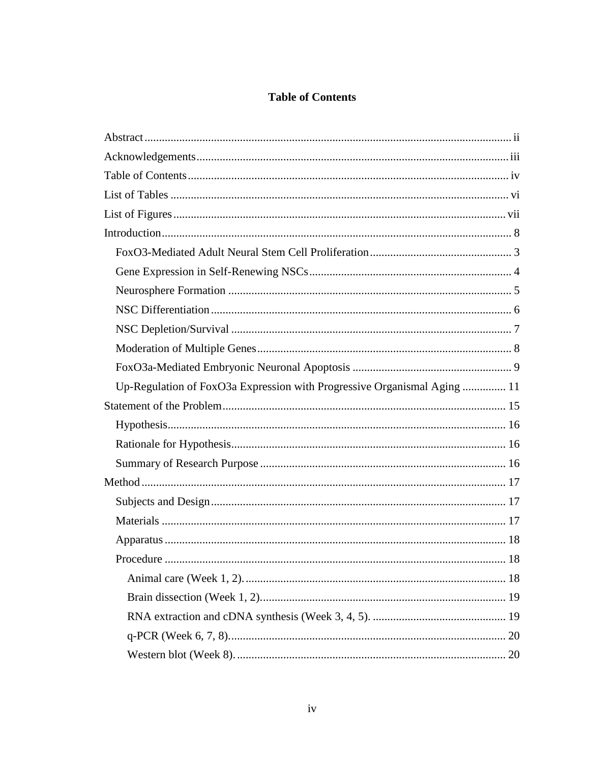# Table of Contents

Abstract ..... ii

Acknowledgements ..... iii

Table of Contents ..... iv

List of Tables ..... vi

List of Figures ..... vii

Introduction ..... 8

- FoxO3-Mediated Adult Neural Stem Cell Proliferation ..... 3
- Gene Expression in Self-Renewing NSCs ..... 4
- Neurosphere Formation ..... 5
- NSC Differentiation ..... 6
- NSC Depletion/Survival ..... 7
- Moderation of Multiple Genes ..... 8
- FoxO3a-Mediated Embryonic Neuronal Apoptosis ..... 9
- Up-Regulation of FoxO3a Expression with Progressive Organismal Aging ..... 11

Statement of the Problem ..... 15

- Hypothesis ..... 16
- Rationale for Hypothesis ..... 16
- Summary of Research Purpose ..... 16

Method ..... 17

- Subjects and Design ..... 17
- Materials ..... 17
- Apparatus ..... 18
- Procedure ..... 18
  - Animal care (Week 1, 2). ..... 18
  - Brain dissection (Week 1, 2). ..... 19
  - RNA extraction and cDNA synthesis (Week 3, 4, 5). ..... 19
  - q-PCR (Week 6, 7, 8). ..... 20
  - Western blot (Week 8). ..... 20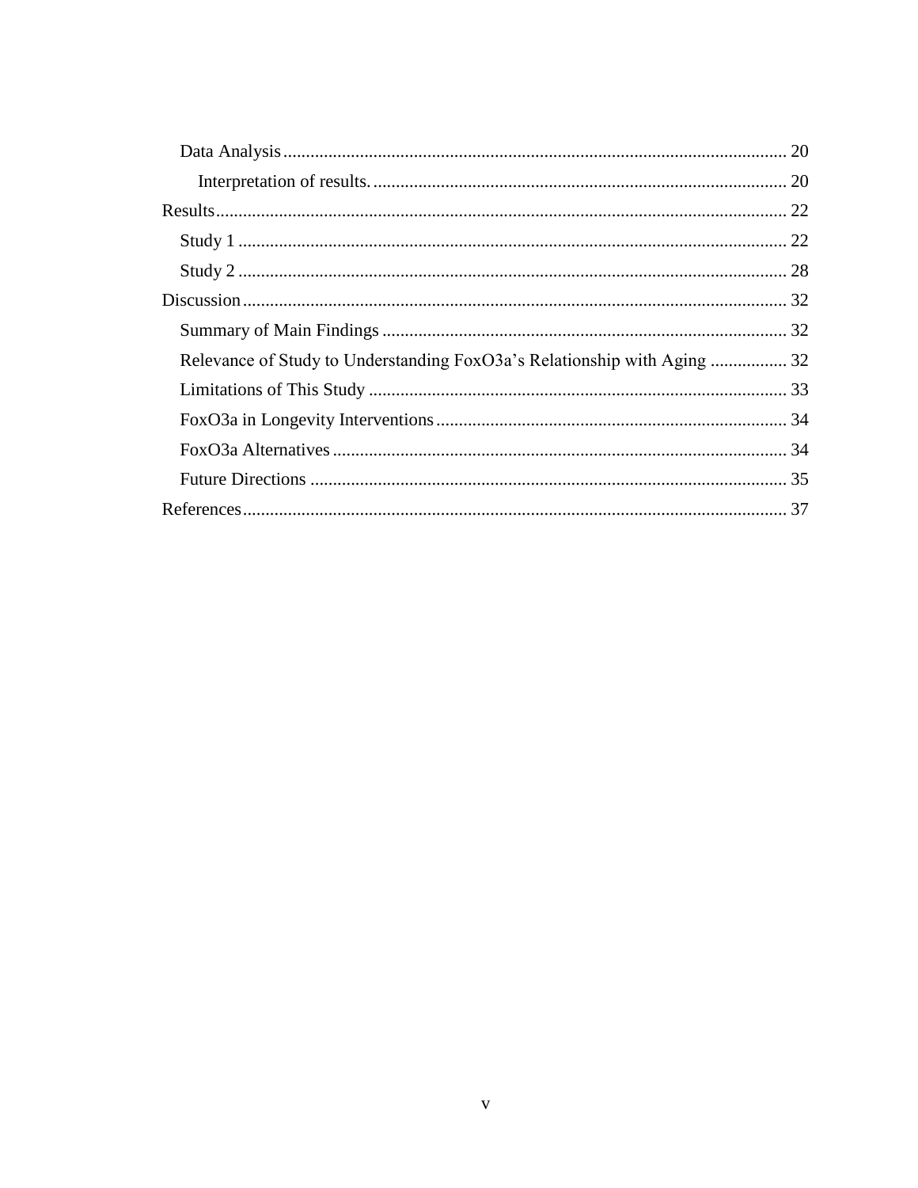- Data Analysis ... 20
  - Interpretation of results. ... 20
- Results ... 22
  - Study 1 ... 22
  - Study 2 ... 28
- Discussion ... 32
  - Summary of Main Findings ... 32
  - Relevance of Study to Understanding FoxO3a's Relationship with Aging ... 32
  - Limitations of This Study ... 33
  - FoxO3a in Longevity Interventions ... 34
  - FoxO3a Alternatives ... 34
  - Future Directions ... 35
- References ... 37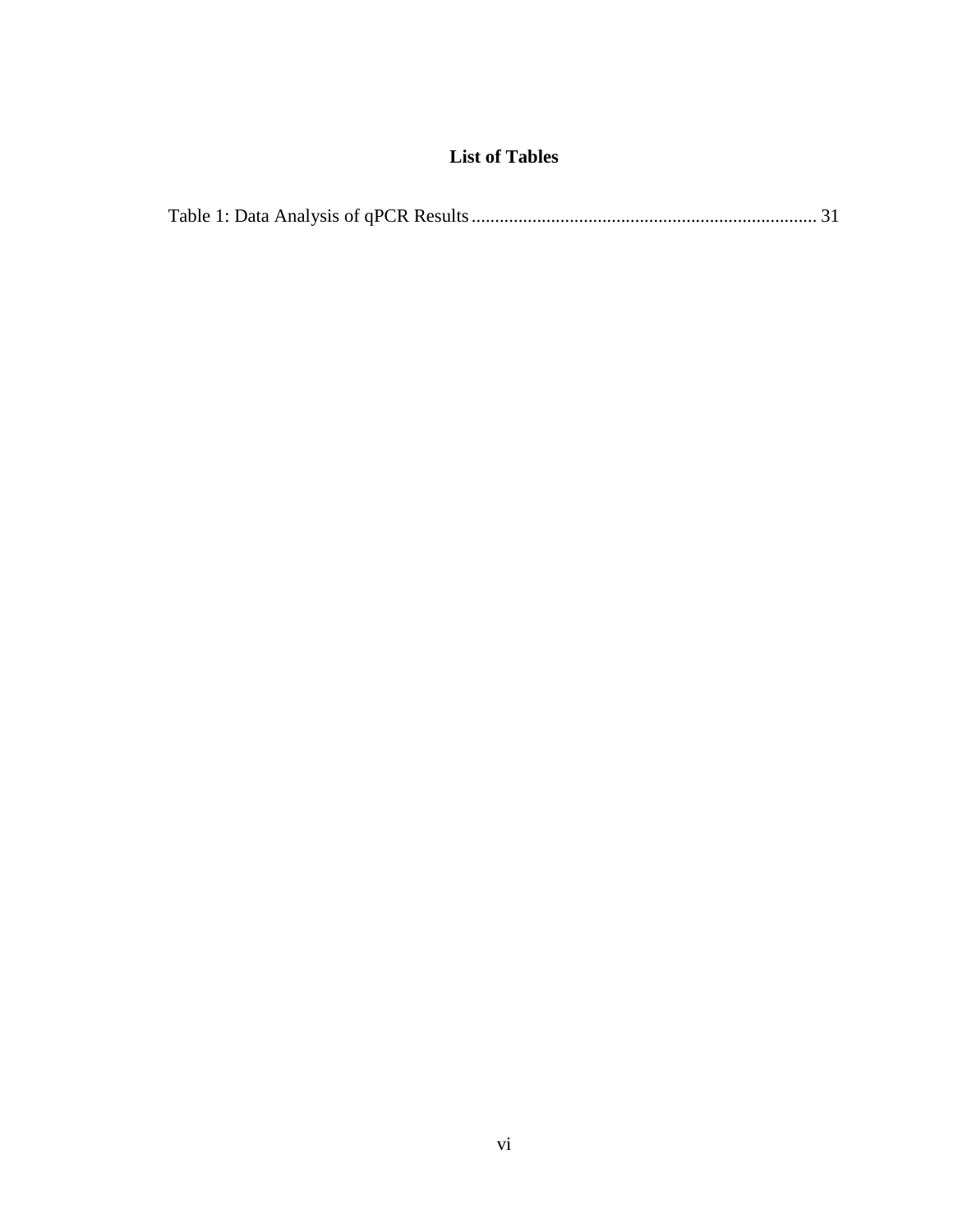# List of Tables

Table 1: Data Analysis of qPCR Results ........................................................................ 31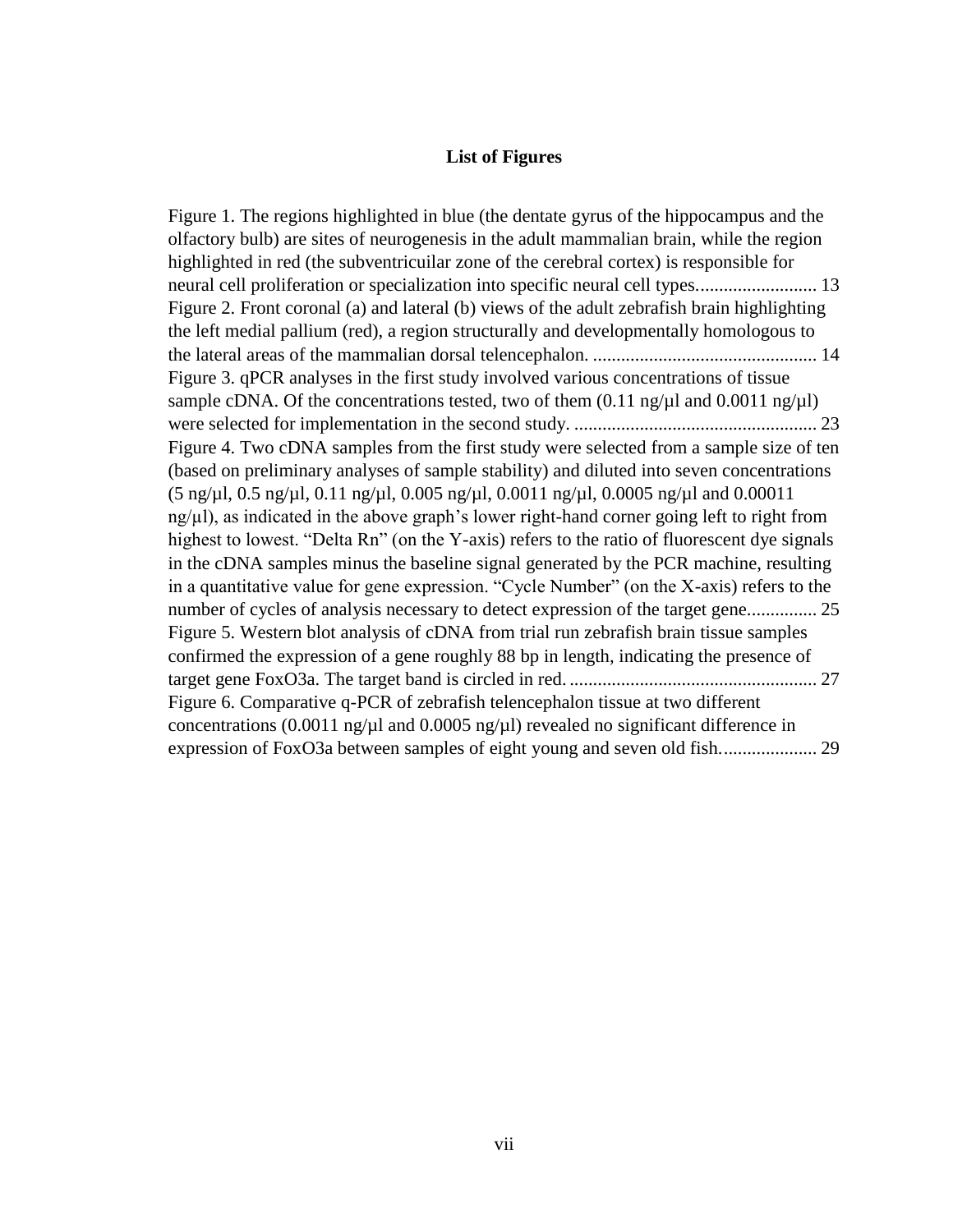# List of Figures

Figure 1. The regions highlighted in blue (the dentate gyrus of the hippocampus and the olfactory bulb) are sites of neurogenesis in the adult mammalian brain, while the region highlighted in red (the subventricuilar zone of the cerebral cortex) is responsible for neural cell proliferation or specialization into specific neural cell types.......................... 13

Figure 2. Front coronal (a) and lateral (b) views of the adult zebrafish brain highlighting the left medial pallium (red), a region structurally and developmentally homologous to the lateral areas of the mammalian dorsal telencephalon. ................................................ 14

Figure 3. qPCR analyses in the first study involved various concentrations of tissue sample cDNA. Of the concentrations tested, two of them (0.11 ng/µl and 0.0011 ng/µl) were selected for implementation in the second study. .................................................... 23

Figure 4. Two cDNA samples from the first study were selected from a sample size of ten (based on preliminary analyses of sample stability) and diluted into seven concentrations (5 ng/µl, 0.5 ng/µl, 0.11 ng/µl, 0.005 ng/µl, 0.0011 ng/µl, 0.0005 ng/µl and 0.00011 ng/µl), as indicated in the above graph's lower right-hand corner going left to right from highest to lowest. "Delta Rn" (on the Y-axis) refers to the ratio of fluorescent dye signals in the cDNA samples minus the baseline signal generated by the PCR machine, resulting in a quantitative value for gene expression. "Cycle Number" (on the X-axis) refers to the number of cycles of analysis necessary to detect expression of the target gene............... 25

Figure 5. Western blot analysis of cDNA from trial run zebrafish brain tissue samples confirmed the expression of a gene roughly 88 bp in length, indicating the presence of target gene FoxO3a. The target band is circled in red. .................................................... 27

Figure 6. Comparative q-PCR of zebrafish telencephalon tissue at two different concentrations (0.0011 ng/µl and 0.0005 ng/µl) revealed no significant difference in expression of FoxO3a between samples of eight young and seven old fish.................... 29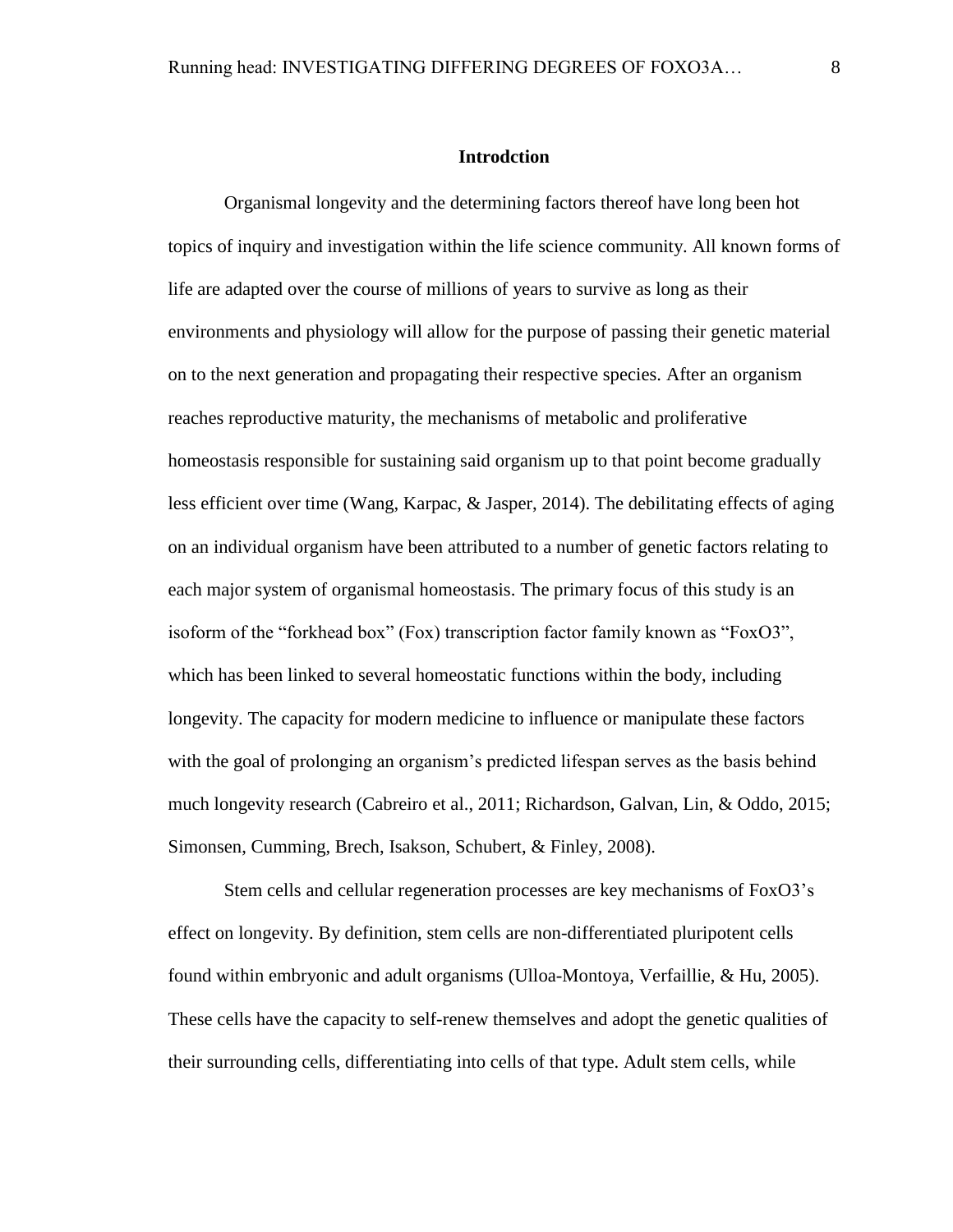## Introdction

Organismal longevity and the determining factors thereof have long been hot topics of inquiry and investigation within the life science community. All known forms of life are adapted over the course of millions of years to survive as long as their environments and physiology will allow for the purpose of passing their genetic material on to the next generation and propagating their respective species. After an organism reaches reproductive maturity, the mechanisms of metabolic and proliferative homeostasis responsible for sustaining said organism up to that point become gradually less efficient over time (Wang, Karpac, & Jasper, 2014). The debilitating effects of aging on an individual organism have been attributed to a number of genetic factors relating to each major system of organismal homeostasis. The primary focus of this study is an isoform of the "forkhead box" (Fox) transcription factor family known as "FoxO3", which has been linked to several homeostatic functions within the body, including longevity. The capacity for modern medicine to influence or manipulate these factors with the goal of prolonging an organism's predicted lifespan serves as the basis behind much longevity research (Cabreiro et al., 2011; Richardson, Galvan, Lin, & Oddo, 2015; Simonsen, Cumming, Brech, Isakson, Schubert, & Finley, 2008).

Stem cells and cellular regeneration processes are key mechanisms of FoxO3's effect on longevity. By definition, stem cells are non-differentiated pluripotent cells found within embryonic and adult organisms (Ulloa-Montoya, Verfaillie, & Hu, 2005). These cells have the capacity to self-renew themselves and adopt the genetic qualities of their surrounding cells, differentiating into cells of that type. Adult stem cells, while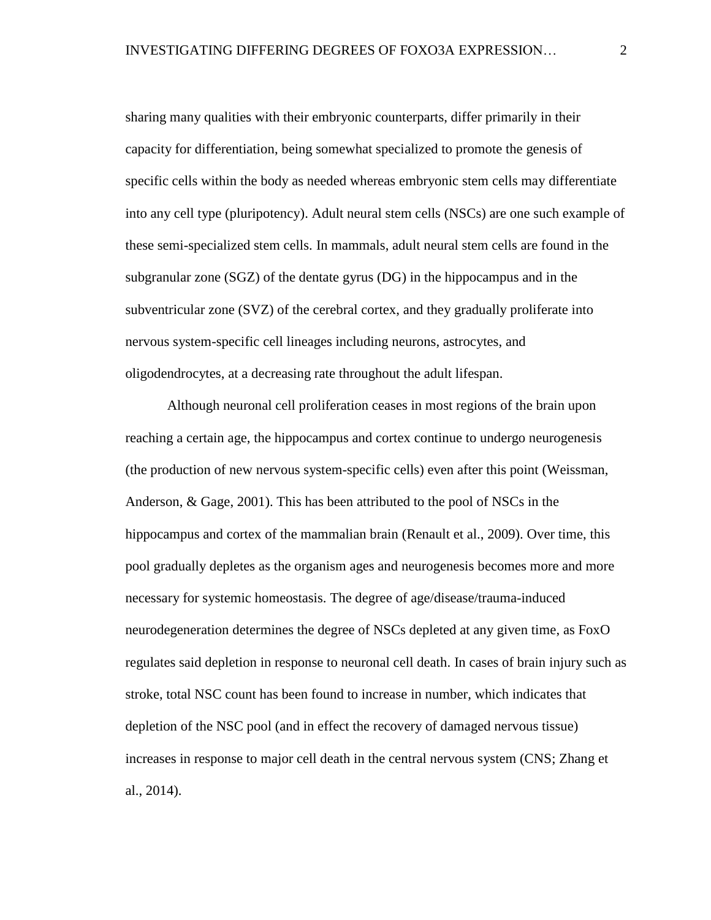sharing many qualities with their embryonic counterparts, differ primarily in their capacity for differentiation, being somewhat specialized to promote the genesis of specific cells within the body as needed whereas embryonic stem cells may differentiate into any cell type (pluripotency). Adult neural stem cells (NSCs) are one such example of these semi-specialized stem cells. In mammals, adult neural stem cells are found in the subgranular zone (SGZ) of the dentate gyrus (DG) in the hippocampus and in the subventricular zone (SVZ) of the cerebral cortex, and they gradually proliferate into nervous system-specific cell lineages including neurons, astrocytes, and oligodendrocytes, at a decreasing rate throughout the adult lifespan.

Although neuronal cell proliferation ceases in most regions of the brain upon reaching a certain age, the hippocampus and cortex continue to undergo neurogenesis (the production of new nervous system-specific cells) even after this point (Weissman, Anderson, & Gage, 2001). This has been attributed to the pool of NSCs in the hippocampus and cortex of the mammalian brain (Renault et al., 2009). Over time, this pool gradually depletes as the organism ages and neurogenesis becomes more and more necessary for systemic homeostasis. The degree of age/disease/trauma-induced neurodegeneration determines the degree of NSCs depleted at any given time, as FoxO regulates said depletion in response to neuronal cell death. In cases of brain injury such as stroke, total NSC count has been found to increase in number, which indicates that depletion of the NSC pool (and in effect the recovery of damaged nervous tissue) increases in response to major cell death in the central nervous system (CNS; Zhang et al., 2014).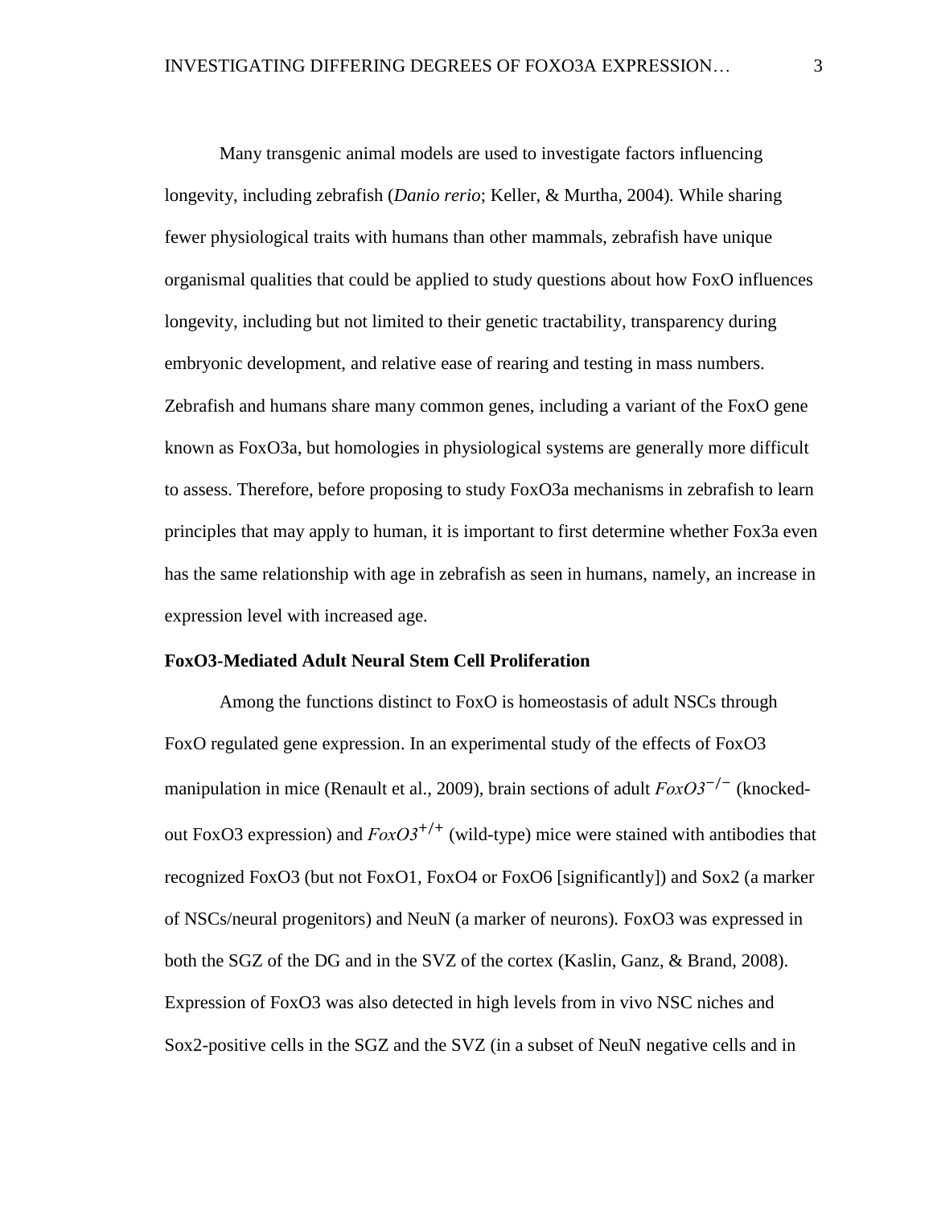Many transgenic animal models are used to investigate factors influencing longevity, including zebrafish (*Danio rerio*; Keller, & Murtha, 2004). While sharing fewer physiological traits with humans than other mammals, zebrafish have unique organismal qualities that could be applied to study questions about how FoxO influences longevity, including but not limited to their genetic tractability, transparency during embryonic development, and relative ease of rearing and testing in mass numbers. Zebrafish and humans share many common genes, including a variant of the FoxO gene known as FoxO3a, but homologies in physiological systems are generally more difficult to assess. Therefore, before proposing to study FoxO3a mechanisms in zebrafish to learn principles that may apply to human, it is important to first determine whether Fox3a even has the same relationship with age in zebrafish as seen in humans, namely, an increase in expression level with increased age.

**FoxO3-Mediated Adult Neural Stem Cell Proliferation**

Among the functions distinct to FoxO is homeostasis of adult NSCs through FoxO regulated gene expression. In an experimental study of the effects of FoxO3 manipulation in mice (Renault et al., 2009), brain sections of adult $FoxO3^{-/-}$ (knocked-out FoxO3 expression) and $FoxO3^{+/+}$ (wild-type) mice were stained with antibodies that recognized FoxO3 (but not FoxO1, FoxO4 or FoxO6 [significantly]) and Sox2 (a marker of NSCs/neural progenitors) and NeuN (a marker of neurons). FoxO3 was expressed in both the SGZ of the DG and in the SVZ of the cortex (Kaslin, Ganz, & Brand, 2008). Expression of FoxO3 was also detected in high levels from in vivo NSC niches and Sox2-positive cells in the SGZ and the SVZ (in a subset of NeuN negative cells and in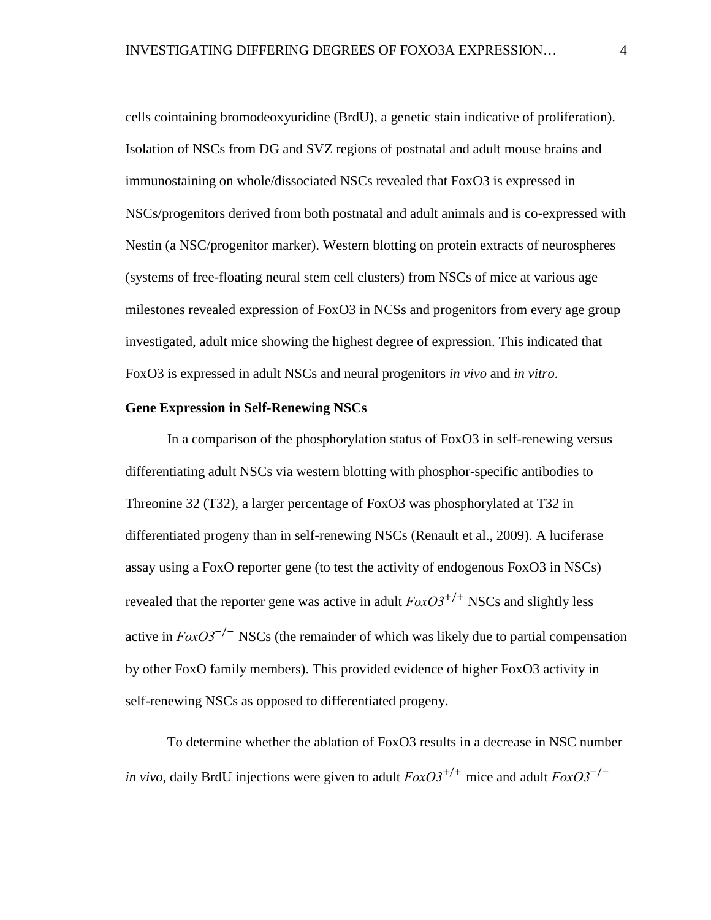cells cointaining bromodeoxyuridine (BrdU), a genetic stain indicative of proliferation). Isolation of NSCs from DG and SVZ regions of postnatal and adult mouse brains and immunostaining on whole/dissociated NSCs revealed that FoxO3 is expressed in NSCs/progenitors derived from both postnatal and adult animals and is co-expressed with Nestin (a NSC/progenitor marker). Western blotting on protein extracts of neurospheres (systems of free-floating neural stem cell clusters) from NSCs of mice at various age milestones revealed expression of FoxO3 in NCSs and progenitors from every age group investigated, adult mice showing the highest degree of expression. This indicated that FoxO3 is expressed in adult NSCs and neural progenitors *in vivo* and *in vitro*.

**Gene Expression in Self-Renewing NSCs**

In a comparison of the phosphorylation status of FoxO3 in self-renewing versus differentiating adult NSCs via western blotting with phosphor-specific antibodies to Threonine 32 (T32), a larger percentage of FoxO3 was phosphorylated at T32 in differentiated progeny than in self-renewing NSCs (Renault et al., 2009). A luciferase assay using a FoxO reporter gene (to test the activity of endogenous FoxO3 in NSCs) revealed that the reporter gene was active in adult *FoxO3*$^{+/+}$ NSCs and slightly less active in *FoxO3*$^{-/-}$ NSCs (the remainder of which was likely due to partial compensation by other FoxO family members). This provided evidence of higher FoxO3 activity in self-renewing NSCs as opposed to differentiated progeny.

To determine whether the ablation of FoxO3 results in a decrease in NSC number *in vivo*, daily BrdU injections were given to adult *FoxO3*$^{+/+}$ mice and adult *FoxO3*$^{-/-}$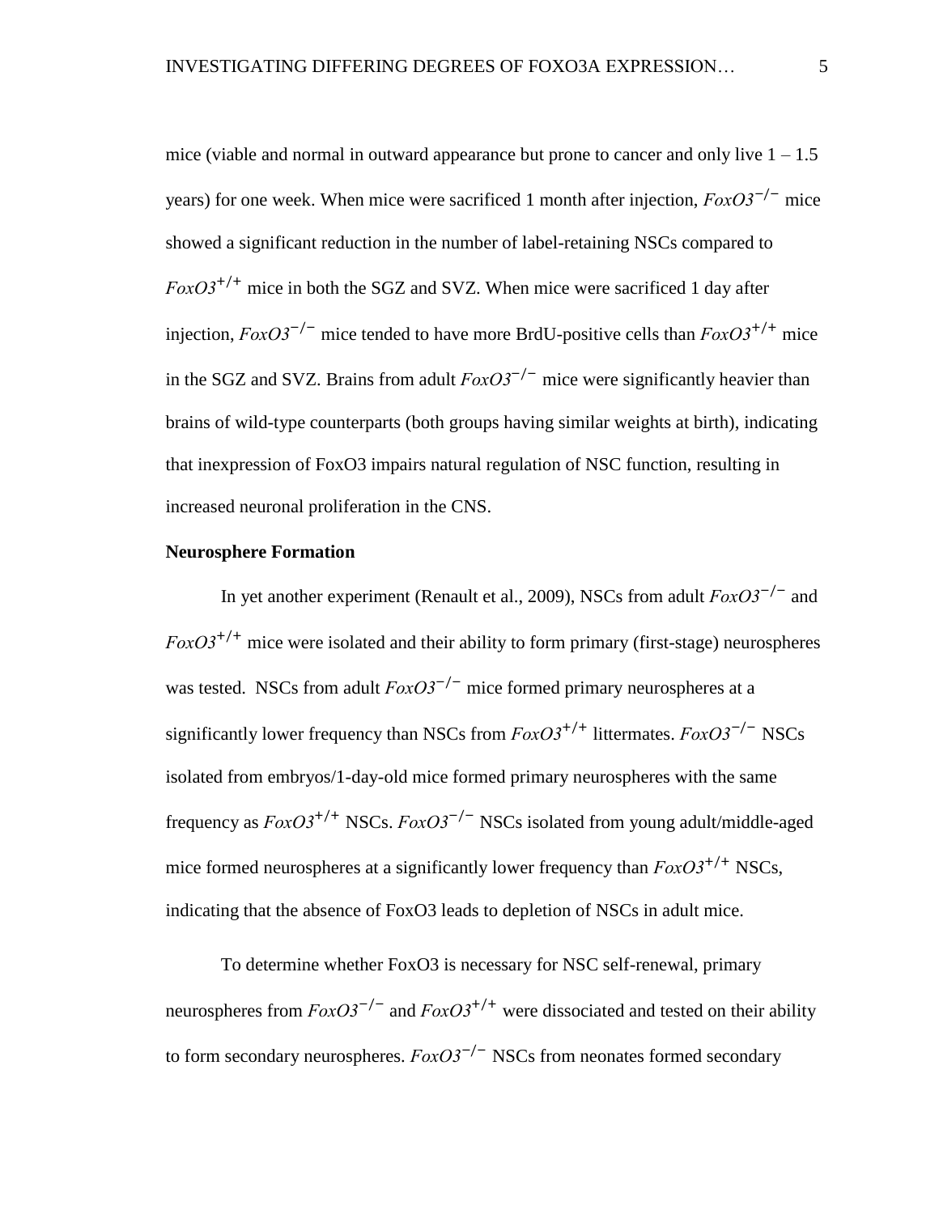mice (viable and normal in outward appearance but prone to cancer and only live 1 – 1.5 years) for one week. When mice were sacrificed 1 month after injection, *FoxO3*$^{-/-}$ mice showed a significant reduction in the number of label-retaining NSCs compared to *FoxO3*$^{+/+}$ mice in both the SGZ and SVZ. When mice were sacrificed 1 day after injection, *FoxO3*$^{-/-}$ mice tended to have more BrdU-positive cells than *FoxO3*$^{+/+}$ mice in the SGZ and SVZ. Brains from adult *FoxO3*$^{-/-}$ mice were significantly heavier than brains of wild-type counterparts (both groups having similar weights at birth), indicating that inexpression of FoxO3 impairs natural regulation of NSC function, resulting in increased neuronal proliferation in the CNS.

**Neurosphere Formation**

In yet another experiment (Renault et al., 2009), NSCs from adult *FoxO3*$^{-/-}$ and *FoxO3*$^{+/+}$ mice were isolated and their ability to form primary (first-stage) neurospheres was tested. NSCs from adult *FoxO3*$^{-/-}$ mice formed primary neurospheres at a significantly lower frequency than NSCs from *FoxO3*$^{+/+}$ littermates. *FoxO3*$^{-/-}$ NSCs isolated from embryos/1-day-old mice formed primary neurospheres with the same frequency as *FoxO3*$^{+/+}$ NSCs. *FoxO3*$^{-/-}$ NSCs isolated from young adult/middle-aged mice formed neurospheres at a significantly lower frequency than *FoxO3*$^{+/+}$ NSCs, indicating that the absence of FoxO3 leads to depletion of NSCs in adult mice.

To determine whether FoxO3 is necessary for NSC self-renewal, primary neurospheres from *FoxO3*$^{-/-}$ and *FoxO3*$^{+/+}$ were dissociated and tested on their ability to form secondary neurospheres. *FoxO3*$^{-/-}$ NSCs from neonates formed secondary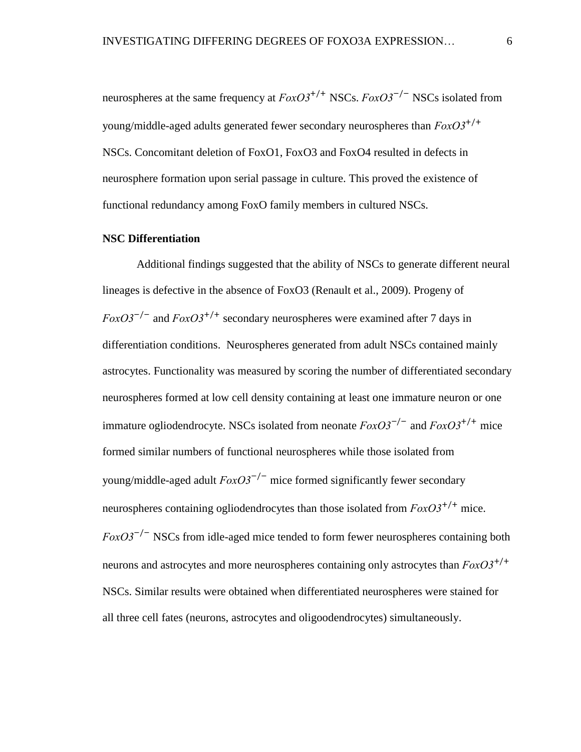neurospheres at the same frequency at $FoxO3^{+/+}$ NSCs. $FoxO3^{-/-}$ NSCs isolated from young/middle-aged adults generated fewer secondary neurospheres than $FoxO3^{+/+}$ NSCs. Concomitant deletion of FoxO1, FoxO3 and FoxO4 resulted in defects in neurosphere formation upon serial passage in culture. This proved the existence of functional redundancy among FoxO family members in cultured NSCs.

**NSC Differentiation**

Additional findings suggested that the ability of NSCs to generate different neural lineages is defective in the absence of FoxO3 (Renault et al., 2009). Progeny of $FoxO3^{-/-}$ and $FoxO3^{+/+}$ secondary neurospheres were examined after 7 days in differentiation conditions. Neurospheres generated from adult NSCs contained mainly astrocytes. Functionality was measured by scoring the number of differentiated secondary neurospheres formed at low cell density containing at least one immature neuron or one immature ogliodendrocyte. NSCs isolated from neonate $FoxO3^{-/-}$ and $FoxO3^{+/+}$ mice formed similar numbers of functional neurospheres while those isolated from young/middle-aged adult $FoxO3^{-/-}$ mice formed significantly fewer secondary neurospheres containing ogliodendrocytes than those isolated from $FoxO3^{+/+}$ mice. $FoxO3^{-/-}$ NSCs from idle-aged mice tended to form fewer neurospheres containing both neurons and astrocytes and more neurospheres containing only astrocytes than $FoxO3^{+/+}$ NSCs. Similar results were obtained when differentiated neurospheres were stained for all three cell fates (neurons, astrocytes and oligoodendrocytes) simultaneously.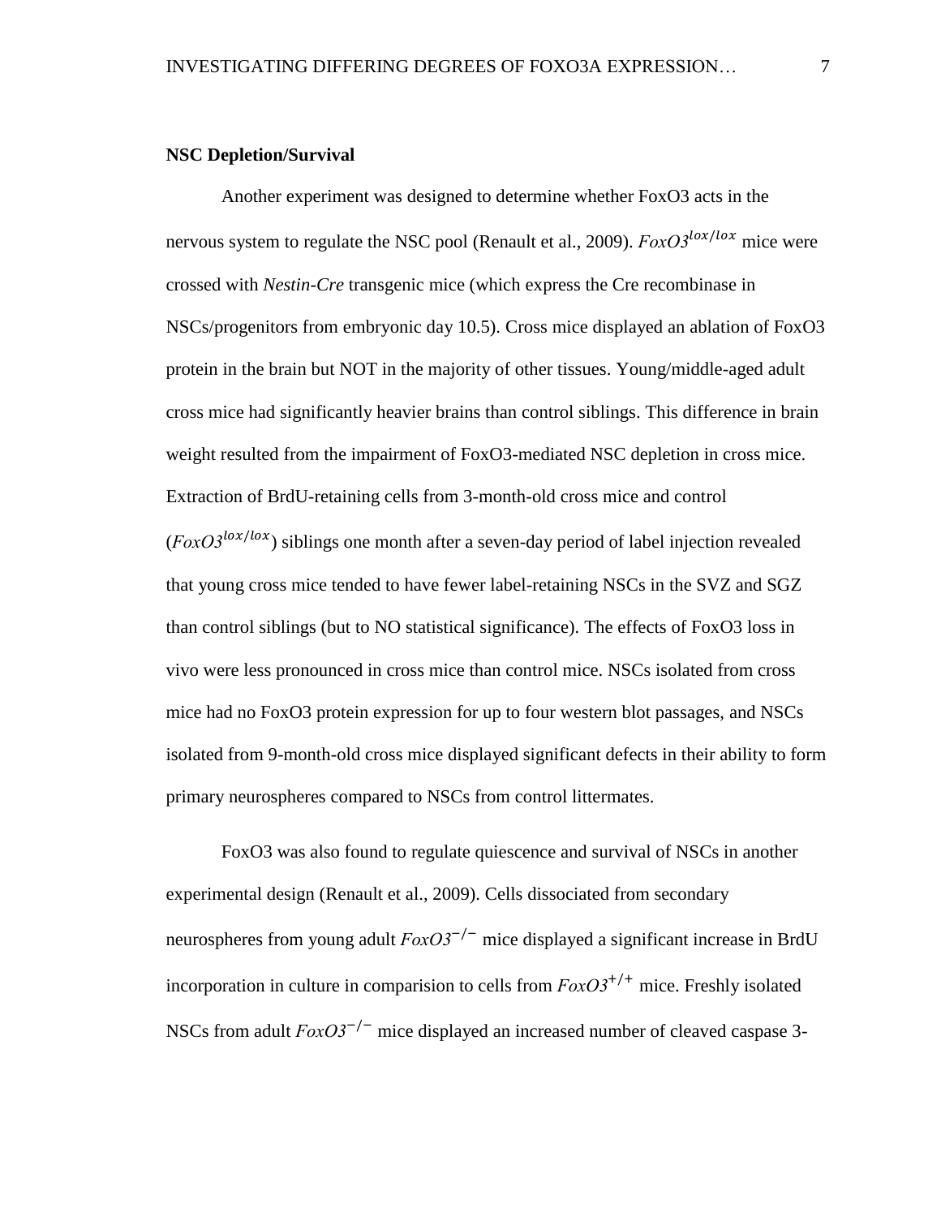**NSC Depletion/Survival**

Another experiment was designed to determine whether FoxO3 acts in the nervous system to regulate the NSC pool (Renault et al., 2009). *FoxO3*$^{lox/lox}$ mice were crossed with *Nestin-Cre* transgenic mice (which express the Cre recombinase in NSCs/progenitors from embryonic day 10.5). Cross mice displayed an ablation of FoxO3 protein in the brain but NOT in the majority of other tissues. Young/middle-aged adult cross mice had significantly heavier brains than control siblings. This difference in brain weight resulted from the impairment of FoxO3-mediated NSC depletion in cross mice. Extraction of BrdU-retaining cells from 3-month-old cross mice and control (*FoxO3*$^{lox/lox}$) siblings one month after a seven-day period of label injection revealed that young cross mice tended to have fewer label-retaining NSCs in the SVZ and SGZ than control siblings (but to NO statistical significance). The effects of FoxO3 loss in vivo were less pronounced in cross mice than control mice. NSCs isolated from cross mice had no FoxO3 protein expression for up to four western blot passages, and NSCs isolated from 9-month-old cross mice displayed significant defects in their ability to form primary neurospheres compared to NSCs from control littermates.

FoxO3 was also found to regulate quiescence and survival of NSCs in another experimental design (Renault et al., 2009). Cells dissociated from secondary neurospheres from young adult *FoxO3*$^{-/-}$ mice displayed a significant increase in BrdU incorporation in culture in comparision to cells from *FoxO3*$^{+/+}$ mice. Freshly isolated NSCs from adult *FoxO3*$^{-/-}$ mice displayed an increased number of cleaved caspase 3-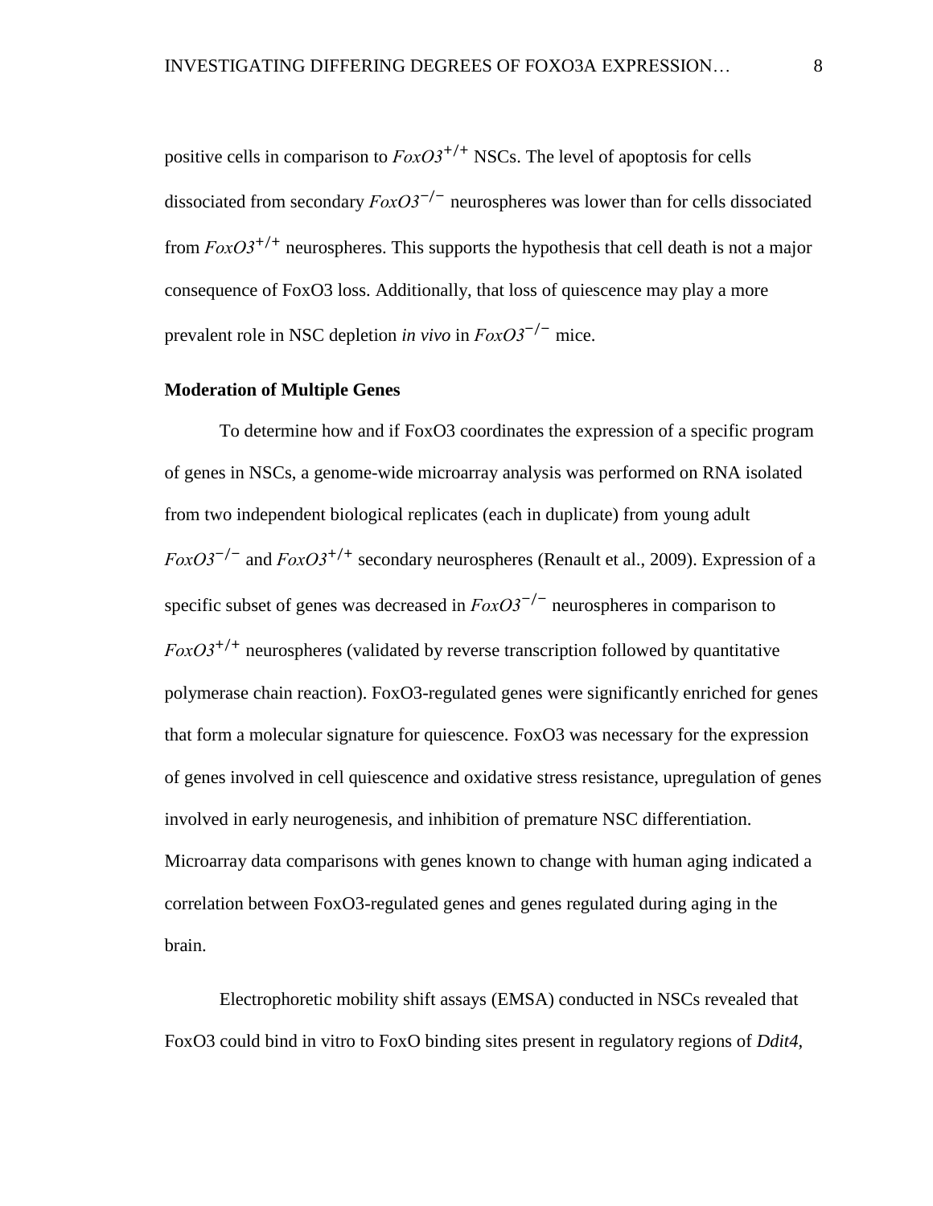positive cells in comparison to *FoxO3*$^{+/+}$ NSCs. The level of apoptosis for cells dissociated from secondary *FoxO3*$^{-/-}$ neurospheres was lower than for cells dissociated from *FoxO3*$^{+/+}$ neurospheres. This supports the hypothesis that cell death is not a major consequence of FoxO3 loss. Additionally, that loss of quiescence may play a more prevalent role in NSC depletion *in vivo* in *FoxO3*$^{-/-}$ mice.

**Moderation of Multiple Genes**

To determine how and if FoxO3 coordinates the expression of a specific program of genes in NSCs, a genome-wide microarray analysis was performed on RNA isolated from two independent biological replicates (each in duplicate) from young adult *FoxO3*$^{-/-}$ and *FoxO3*$^{+/+}$ secondary neurospheres (Renault et al., 2009). Expression of a specific subset of genes was decreased in *FoxO3*$^{-/-}$ neurospheres in comparison to *FoxO3*$^{+/+}$ neurospheres (validated by reverse transcription followed by quantitative polymerase chain reaction). FoxO3-regulated genes were significantly enriched for genes that form a molecular signature for quiescence. FoxO3 was necessary for the expression of genes involved in cell quiescence and oxidative stress resistance, upregulation of genes involved in early neurogenesis, and inhibition of premature NSC differentiation. Microarray data comparisons with genes known to change with human aging indicated a correlation between FoxO3-regulated genes and genes regulated during aging in the brain.

Electrophoretic mobility shift assays (EMSA) conducted in NSCs revealed that FoxO3 could bind in vitro to FoxO binding sites present in regulatory regions of *Ddit4*,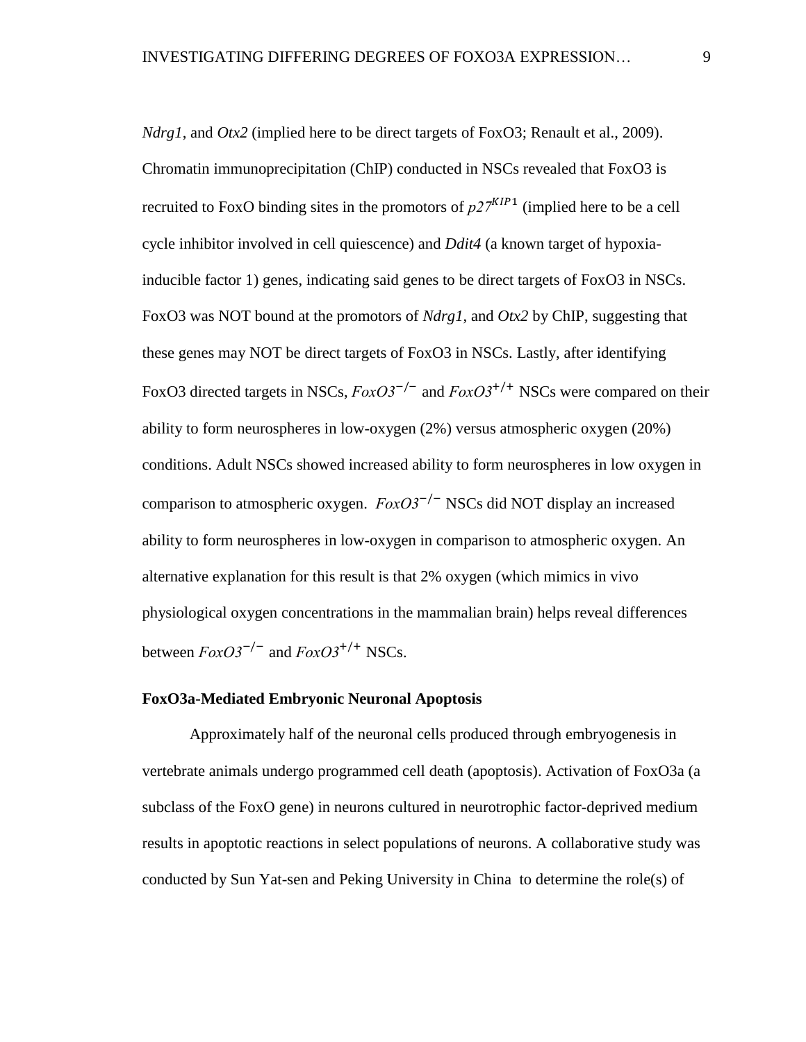*Ndrg1*, and *Otx2* (implied here to be direct targets of FoxO3; Renault et al., 2009). Chromatin immunoprecipitation (ChIP) conducted in NSCs revealed that FoxO3 is recruited to FoxO binding sites in the promotors of $p27^{KIP1}$ (implied here to be a cell cycle inhibitor involved in cell quiescence) and *Ddit4* (a known target of hypoxia-inducible factor 1) genes, indicating said genes to be direct targets of FoxO3 in NSCs. FoxO3 was NOT bound at the promotors of *Ndrg1*, and *Otx2* by ChIP, suggesting that these genes may NOT be direct targets of FoxO3 in NSCs. Lastly, after identifying FoxO3 directed targets in NSCs, $FoxO3^{-/-}$ and $FoxO3^{+/+}$ NSCs were compared on their ability to form neurospheres in low-oxygen (2%) versus atmospheric oxygen (20%) conditions. Adult NSCs showed increased ability to form neurospheres in low oxygen in comparison to atmospheric oxygen. $FoxO3^{-/-}$ NSCs did NOT display an increased ability to form neurospheres in low-oxygen in comparison to atmospheric oxygen. An alternative explanation for this result is that 2% oxygen (which mimics in vivo physiological oxygen concentrations in the mammalian brain) helps reveal differences between $FoxO3^{-/-}$ and $FoxO3^{+/+}$ NSCs.

### FoxO3a-Mediated Embryonic Neuronal Apoptosis

Approximately half of the neuronal cells produced through embryogenesis in vertebrate animals undergo programmed cell death (apoptosis). Activation of FoxO3a (a subclass of the FoxO gene) in neurons cultured in neurotrophic factor-deprived medium results in apoptotic reactions in select populations of neurons. A collaborative study was conducted by Sun Yat-sen and Peking University in China to determine the role(s) of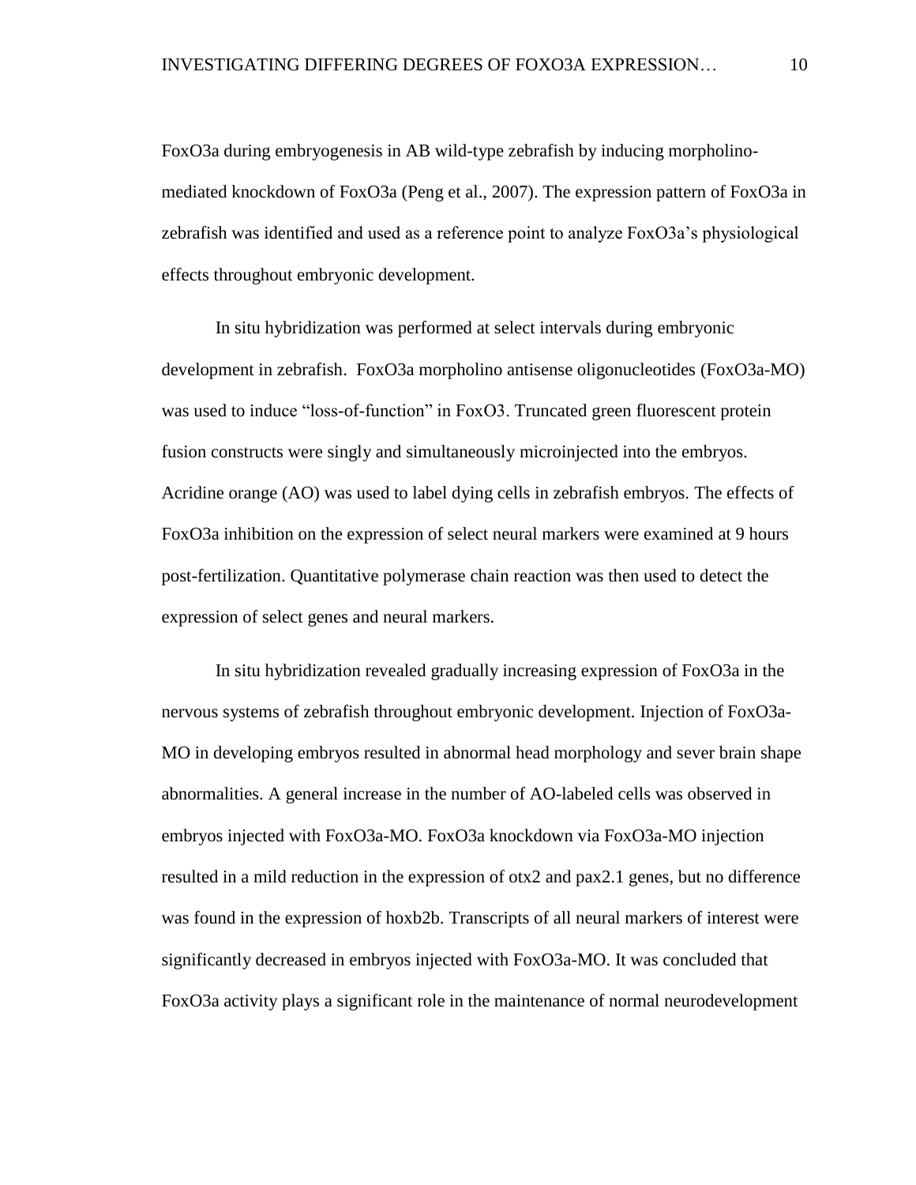FoxO3a during embryogenesis in AB wild-type zebrafish by inducing morpholino-mediated knockdown of FoxO3a (Peng et al., 2007). The expression pattern of FoxO3a in zebrafish was identified and used as a reference point to analyze FoxO3a's physiological effects throughout embryonic development.

In situ hybridization was performed at select intervals during embryonic development in zebrafish. FoxO3a morpholino antisense oligonucleotides (FoxO3a-MO) was used to induce "loss-of-function" in FoxO3. Truncated green fluorescent protein fusion constructs were singly and simultaneously microinjected into the embryos. Acridine orange (AO) was used to label dying cells in zebrafish embryos. The effects of FoxO3a inhibition on the expression of select neural markers were examined at 9 hours post-fertilization. Quantitative polymerase chain reaction was then used to detect the expression of select genes and neural markers.

In situ hybridization revealed gradually increasing expression of FoxO3a in the nervous systems of zebrafish throughout embryonic development. Injection of FoxO3a-MO in developing embryos resulted in abnormal head morphology and sever brain shape abnormalities. A general increase in the number of AO-labeled cells was observed in embryos injected with FoxO3a-MO. FoxO3a knockdown via FoxO3a-MO injection resulted in a mild reduction in the expression of otx2 and pax2.1 genes, but no difference was found in the expression of hoxb2b. Transcripts of all neural markers of interest were significantly decreased in embryos injected with FoxO3a-MO. It was concluded that FoxO3a activity plays a significant role in the maintenance of normal neurodevelopment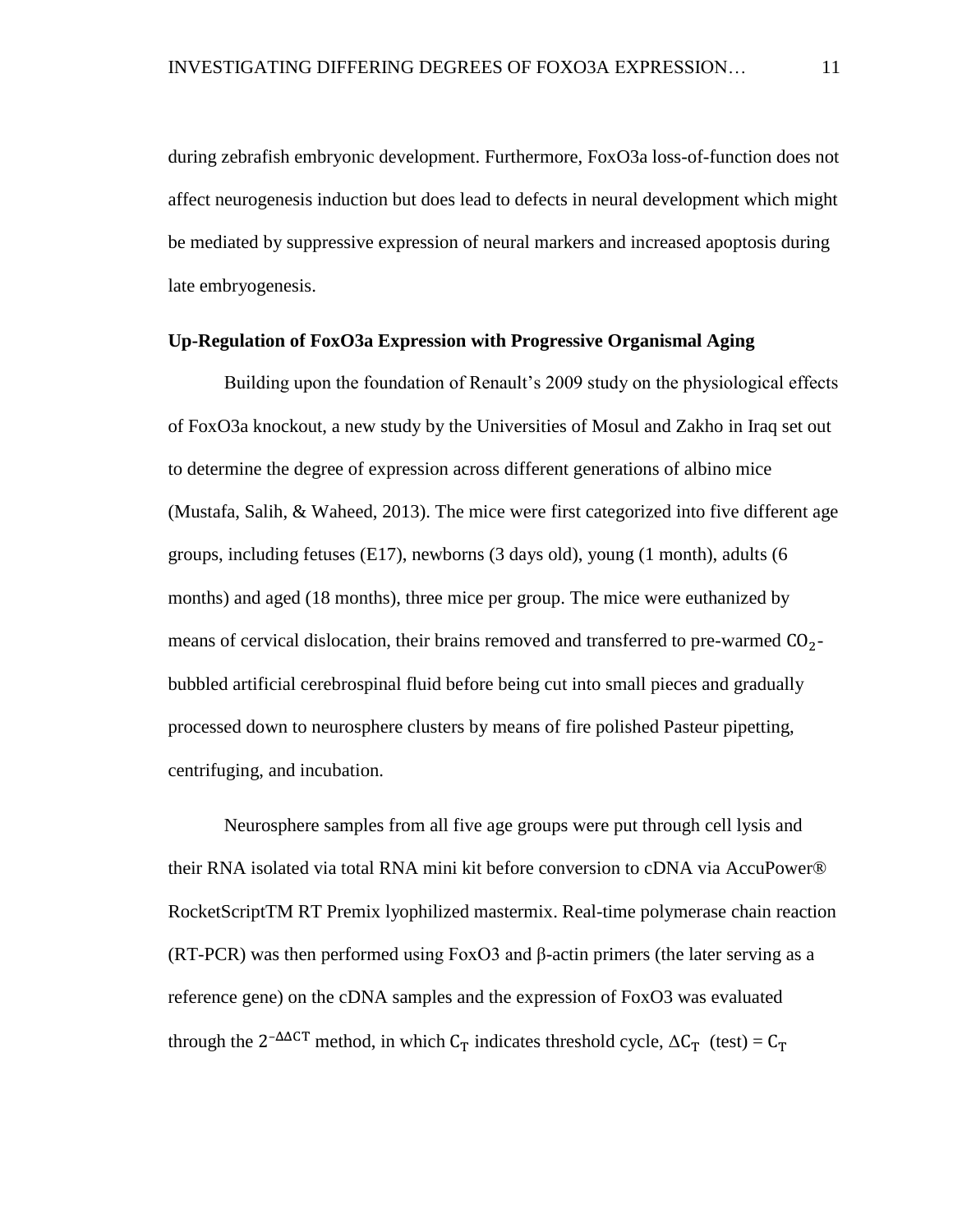during zebrafish embryonic development. Furthermore, FoxO3a loss-of-function does not affect neurogenesis induction but does lead to defects in neural development which might be mediated by suppressive expression of neural markers and increased apoptosis during late embryogenesis.

**Up-Regulation of FoxO3a Expression with Progressive Organismal Aging**

Building upon the foundation of Renault's 2009 study on the physiological effects of FoxO3a knockout, a new study by the Universities of Mosul and Zakho in Iraq set out to determine the degree of expression across different generations of albino mice (Mustafa, Salih, & Waheed, 2013). The mice were first categorized into five different age groups, including fetuses (E17), newborns (3 days old), young (1 month), adults (6 months) and aged (18 months), three mice per group. The mice were euthanized by means of cervical dislocation, their brains removed and transferred to pre-warmed $CO_2$-bubbled artificial cerebrospinal fluid before being cut into small pieces and gradually processed down to neurosphere clusters by means of fire polished Pasteur pipetting, centrifuging, and incubation.

Neurosphere samples from all five age groups were put through cell lysis and their RNA isolated via total RNA mini kit before conversion to cDNA via AccuPower® RocketScriptTM RT Premix lyophilized mastermix. Real-time polymerase chain reaction (RT-PCR) was then performed using FoxO3 and β-actin primers (the later serving as a reference gene) on the cDNA samples and the expression of FoxO3 was evaluated through the $2^{-\Delta\Delta CT}$ method, in which $C_T$ indicates threshold cycle, $\Delta C_T$ (test) = $C_T$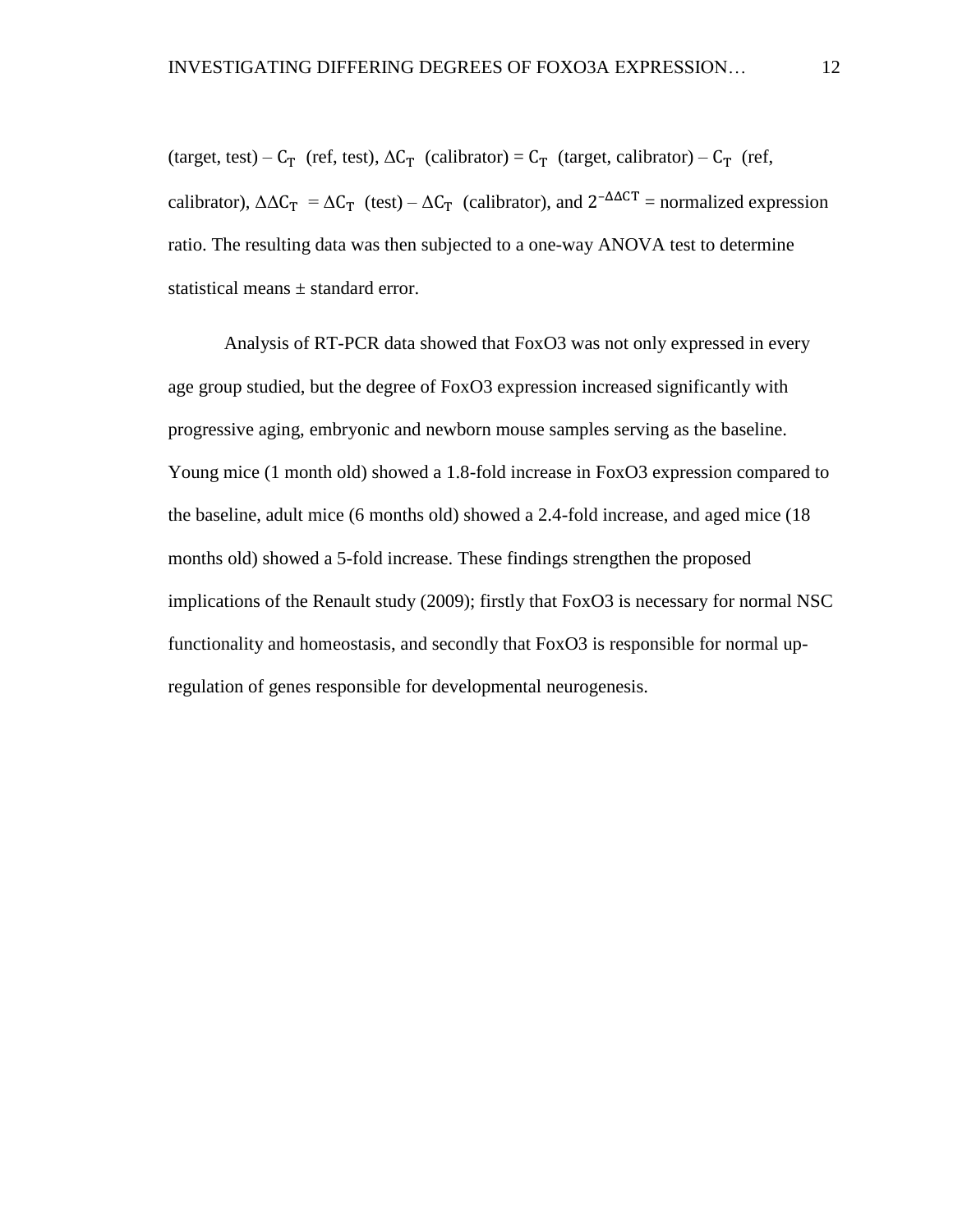(target, test) – $C_T$ (ref, test), $\Delta C_T$ (calibrator) = $C_T$ (target, calibrator) – $C_T$ (ref, calibrator), $\Delta\Delta C_T$ = $\Delta C_T$ (test) – $\Delta C_T$ (calibrator), and $2^{-\Delta\Delta CT}$ = normalized expression ratio. The resulting data was then subjected to a one-way ANOVA test to determine statistical means ± standard error.

Analysis of RT-PCR data showed that FoxO3 was not only expressed in every age group studied, but the degree of FoxO3 expression increased significantly with progressive aging, embryonic and newborn mouse samples serving as the baseline. Young mice (1 month old) showed a 1.8-fold increase in FoxO3 expression compared to the baseline, adult mice (6 months old) showed a 2.4-fold increase, and aged mice (18 months old) showed a 5-fold increase. These findings strengthen the proposed implications of the Renault study (2009); firstly that FoxO3 is necessary for normal NSC functionality and homeostasis, and secondly that FoxO3 is responsible for normal up-regulation of genes responsible for developmental neurogenesis.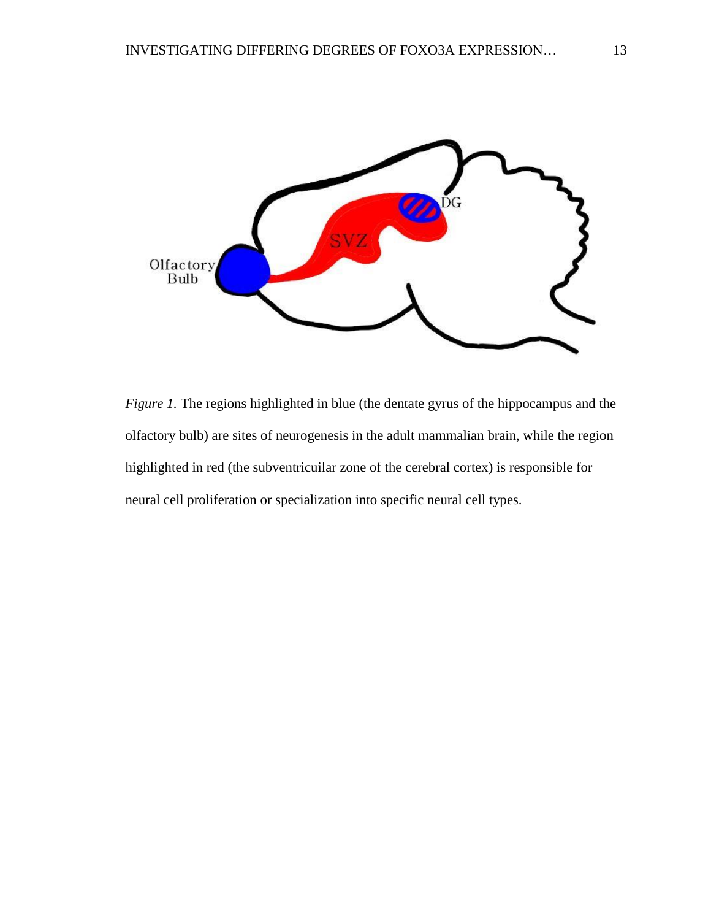*Figure 1.* The regions highlighted in blue (the dentate gyrus of the hippocampus and the olfactory bulb) are sites of neurogenesis in the adult mammalian brain, while the region highlighted in red (the subventricuilar zone of the cerebral cortex) is responsible for neural cell proliferation or specialization into specific neural cell types.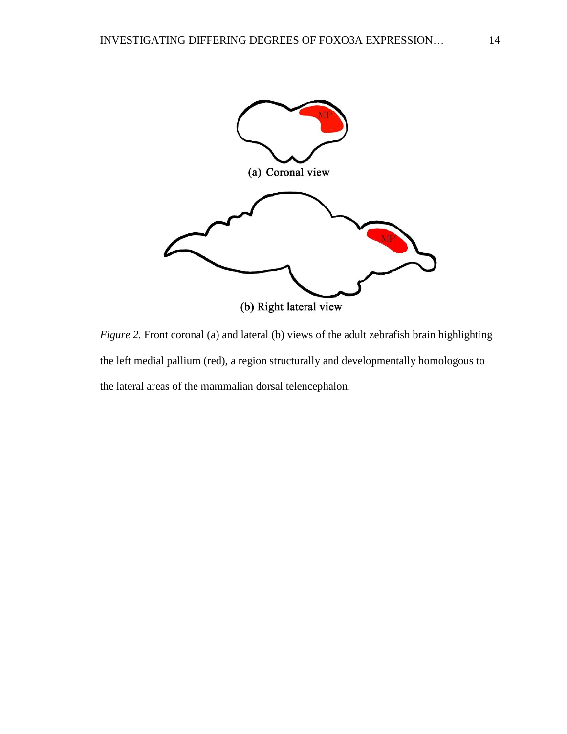*Figure 2.* Front coronal (a) and lateral (b) views of the adult zebrafish brain highlighting the left medial pallium (red), a region structurally and developmentally homologous to the lateral areas of the mammalian dorsal telencephalon.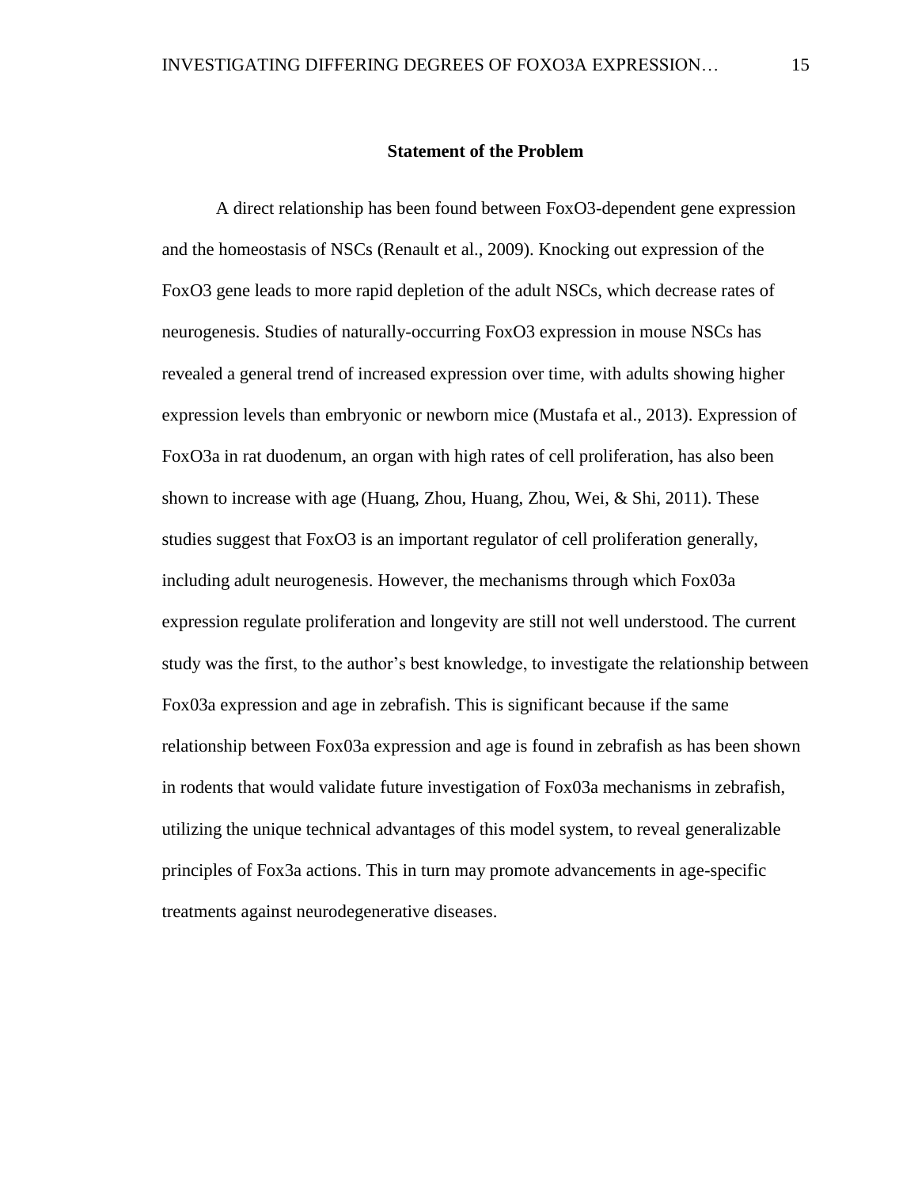## Statement of the Problem

A direct relationship has been found between FoxO3-dependent gene expression and the homeostasis of NSCs (Renault et al., 2009). Knocking out expression of the FoxO3 gene leads to more rapid depletion of the adult NSCs, which decrease rates of neurogenesis. Studies of naturally-occurring FoxO3 expression in mouse NSCs has revealed a general trend of increased expression over time, with adults showing higher expression levels than embryonic or newborn mice (Mustafa et al., 2013). Expression of FoxO3a in rat duodenum, an organ with high rates of cell proliferation, has also been shown to increase with age (Huang, Zhou, Huang, Zhou, Wei, & Shi, 2011). These studies suggest that FoxO3 is an important regulator of cell proliferation generally, including adult neurogenesis. However, the mechanisms through which Fox03a expression regulate proliferation and longevity are still not well understood. The current study was the first, to the author's best knowledge, to investigate the relationship between Fox03a expression and age in zebrafish. This is significant because if the same relationship between Fox03a expression and age is found in zebrafish as has been shown in rodents that would validate future investigation of Fox03a mechanisms in zebrafish, utilizing the unique technical advantages of this model system, to reveal generalizable principles of Fox3a actions. This in turn may promote advancements in age-specific treatments against neurodegenerative diseases.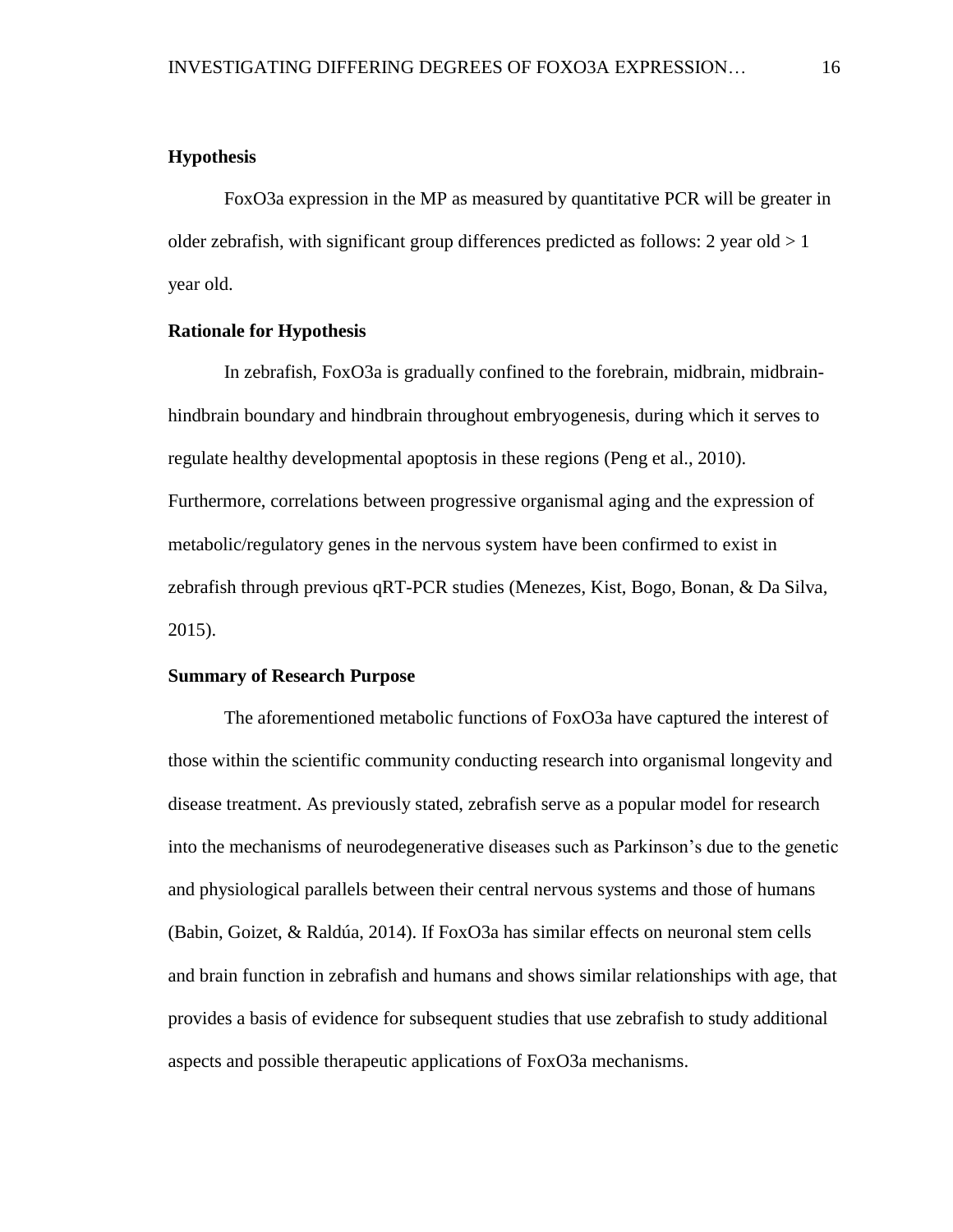## Hypothesis

FoxO3a expression in the MP as measured by quantitative PCR will be greater in older zebrafish, with significant group differences predicted as follows: 2 year old > 1 year old.

## Rationale for Hypothesis

In zebrafish, FoxO3a is gradually confined to the forebrain, midbrain, midbrain-hindbrain boundary and hindbrain throughout embryogenesis, during which it serves to regulate healthy developmental apoptosis in these regions (Peng et al., 2010). Furthermore, correlations between progressive organismal aging and the expression of metabolic/regulatory genes in the nervous system have been confirmed to exist in zebrafish through previous qRT-PCR studies (Menezes, Kist, Bogo, Bonan, & Da Silva, 2015).

## Summary of Research Purpose

The aforementioned metabolic functions of FoxO3a have captured the interest of those within the scientific community conducting research into organismal longevity and disease treatment. As previously stated, zebrafish serve as a popular model for research into the mechanisms of neurodegenerative diseases such as Parkinson's due to the genetic and physiological parallels between their central nervous systems and those of humans (Babin, Goizet, & Raldúa, 2014). If FoxO3a has similar effects on neuronal stem cells and brain function in zebrafish and humans and shows similar relationships with age, that provides a basis of evidence for subsequent studies that use zebrafish to study additional aspects and possible therapeutic applications of FoxO3a mechanisms.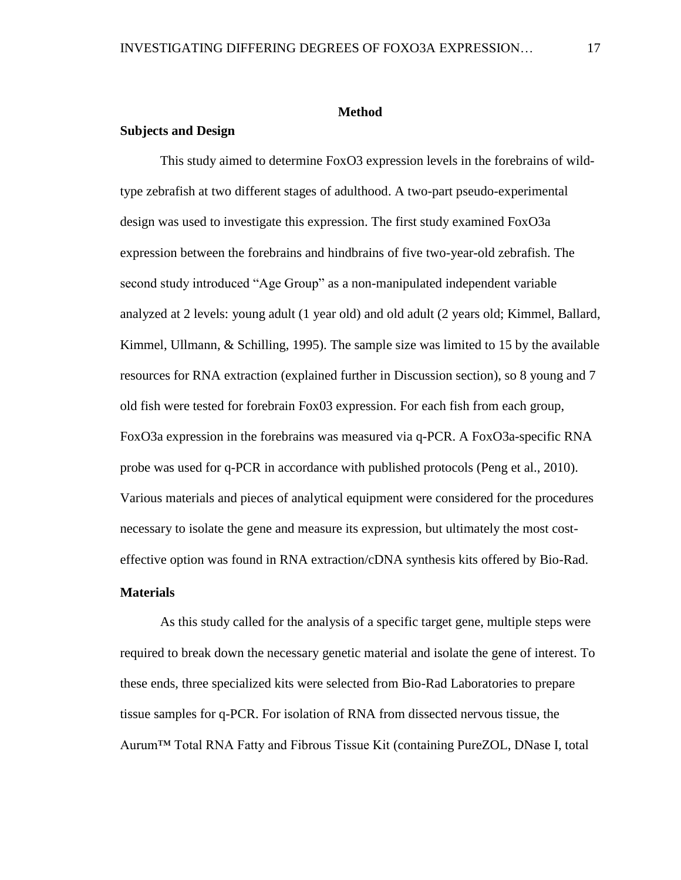# Method

## Subjects and Design

This study aimed to determine FoxO3 expression levels in the forebrains of wild-type zebrafish at two different stages of adulthood. A two-part pseudo-experimental design was used to investigate this expression. The first study examined FoxO3a expression between the forebrains and hindbrains of five two-year-old zebrafish. The second study introduced "Age Group" as a non-manipulated independent variable analyzed at 2 levels: young adult (1 year old) and old adult (2 years old; Kimmel, Ballard, Kimmel, Ullmann, & Schilling, 1995). The sample size was limited to 15 by the available resources for RNA extraction (explained further in Discussion section), so 8 young and 7 old fish were tested for forebrain Fox03 expression. For each fish from each group, FoxO3a expression in the forebrains was measured via q-PCR. A FoxO3a-specific RNA probe was used for q-PCR in accordance with published protocols (Peng et al., 2010). Various materials and pieces of analytical equipment were considered for the procedures necessary to isolate the gene and measure its expression, but ultimately the most cost-effective option was found in RNA extraction/cDNA synthesis kits offered by Bio-Rad.

## Materials

As this study called for the analysis of a specific target gene, multiple steps were required to break down the necessary genetic material and isolate the gene of interest. To these ends, three specialized kits were selected from Bio-Rad Laboratories to prepare tissue samples for q-PCR. For isolation of RNA from dissected nervous tissue, the Aurum™ Total RNA Fatty and Fibrous Tissue Kit (containing PureZOL, DNase I, total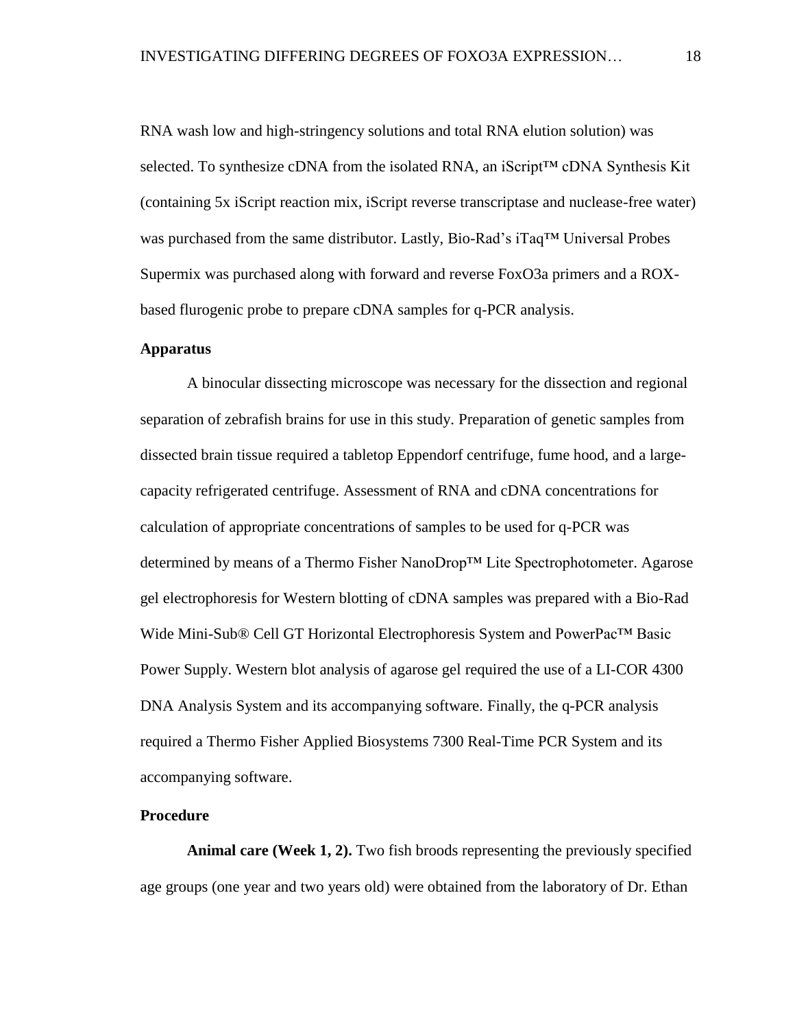RNA wash low and high-stringency solutions and total RNA elution solution) was selected. To synthesize cDNA from the isolated RNA, an iScript™ cDNA Synthesis Kit (containing 5x iScript reaction mix, iScript reverse transcriptase and nuclease-free water) was purchased from the same distributor. Lastly, Bio-Rad's iTaq™ Universal Probes Supermix was purchased along with forward and reverse FoxO3a primers and a ROX-based flurogenic probe to prepare cDNA samples for q-PCR analysis.

### Apparatus

A binocular dissecting microscope was necessary for the dissection and regional separation of zebrafish brains for use in this study. Preparation of genetic samples from dissected brain tissue required a tabletop Eppendorf centrifuge, fume hood, and a large-capacity refrigerated centrifuge. Assessment of RNA and cDNA concentrations for calculation of appropriate concentrations of samples to be used for q-PCR was determined by means of a Thermo Fisher NanoDrop™ Lite Spectrophotometer. Agarose gel electrophoresis for Western blotting of cDNA samples was prepared with a Bio-Rad Wide Mini-Sub® Cell GT Horizontal Electrophoresis System and PowerPac™ Basic Power Supply. Western blot analysis of agarose gel required the use of a LI-COR 4300 DNA Analysis System and its accompanying software. Finally, the q-PCR analysis required a Thermo Fisher Applied Biosystems 7300 Real-Time PCR System and its accompanying software.

### Procedure

**Animal care (Week 1, 2).** Two fish broods representing the previously specified age groups (one year and two years old) were obtained from the laboratory of Dr. Ethan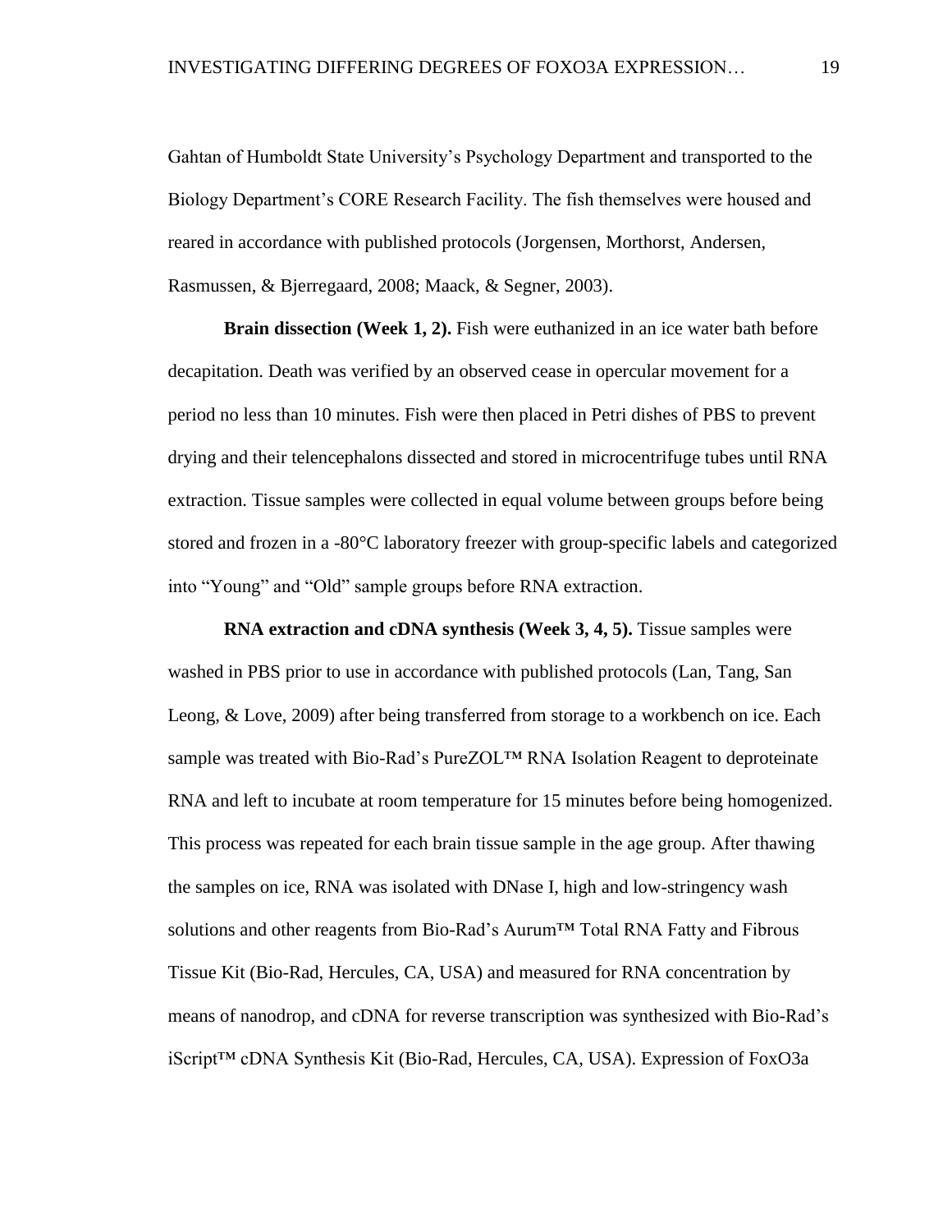Gahtan of Humboldt State University's Psychology Department and transported to the Biology Department's CORE Research Facility. The fish themselves were housed and reared in accordance with published protocols (Jorgensen, Morthorst, Andersen, Rasmussen, & Bjerregaard, 2008; Maack, & Segner, 2003).

**Brain dissection (Week 1, 2).** Fish were euthanized in an ice water bath before decapitation. Death was verified by an observed cease in opercular movement for a period no less than 10 minutes. Fish were then placed in Petri dishes of PBS to prevent drying and their telencephalons dissected and stored in microcentrifuge tubes until RNA extraction. Tissue samples were collected in equal volume between groups before being stored and frozen in a -80°C laboratory freezer with group-specific labels and categorized into "Young" and "Old" sample groups before RNA extraction.

**RNA extraction and cDNA synthesis (Week 3, 4, 5).** Tissue samples were washed in PBS prior to use in accordance with published protocols (Lan, Tang, San Leong, & Love, 2009) after being transferred from storage to a workbench on ice. Each sample was treated with Bio-Rad's PureZOL™ RNA Isolation Reagent to deproteinate RNA and left to incubate at room temperature for 15 minutes before being homogenized. This process was repeated for each brain tissue sample in the age group. After thawing the samples on ice, RNA was isolated with DNase I, high and low-stringency wash solutions and other reagents from Bio-Rad's Aurum™ Total RNA Fatty and Fibrous Tissue Kit (Bio-Rad, Hercules, CA, USA) and measured for RNA concentration by means of nanodrop, and cDNA for reverse transcription was synthesized with Bio-Rad's iScript™ cDNA Synthesis Kit (Bio-Rad, Hercules, CA, USA). Expression of FoxO3a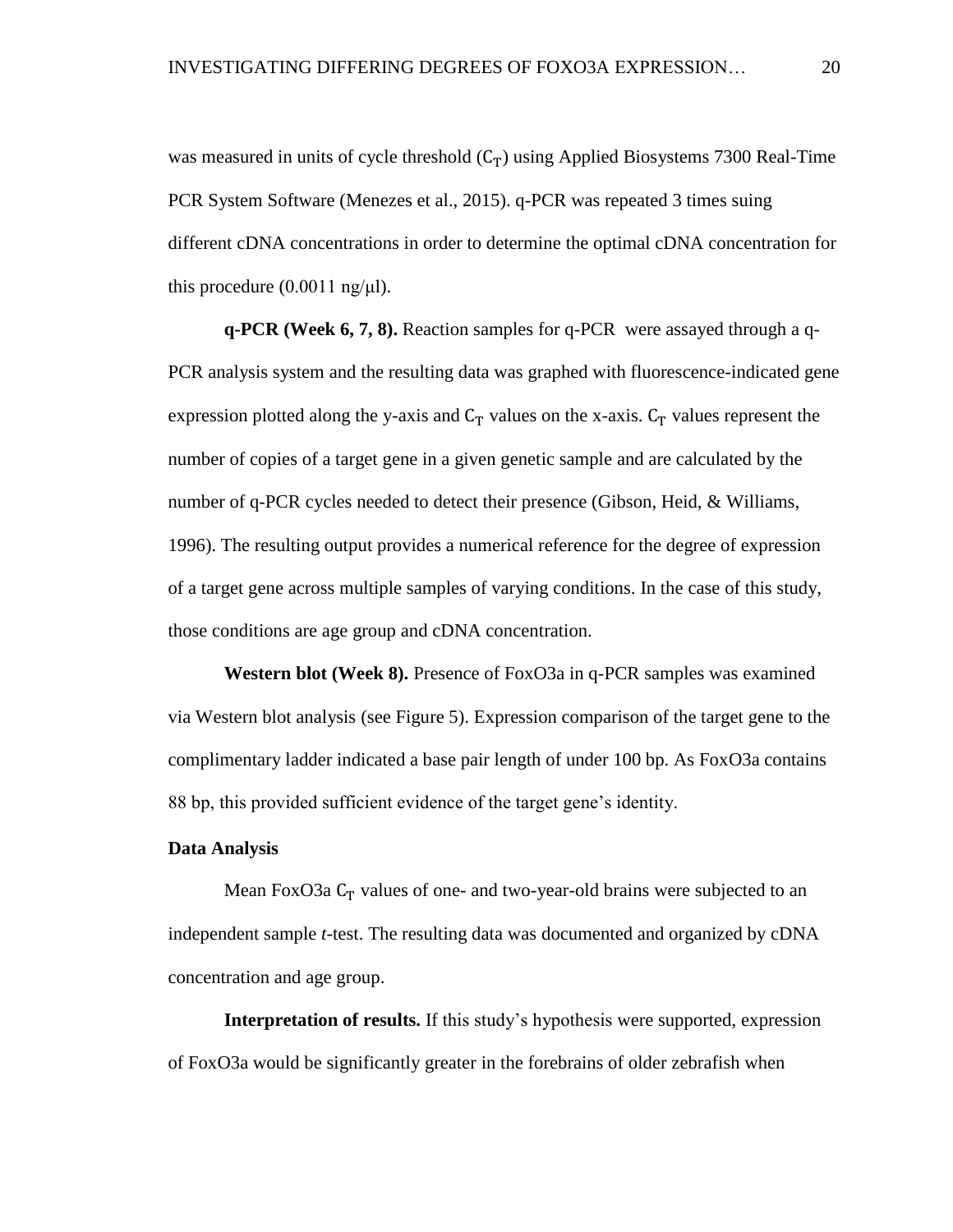was measured in units of cycle threshold ($C_T$) using Applied Biosystems 7300 Real-Time PCR System Software (Menezes et al., 2015). q-PCR was repeated 3 times suing different cDNA concentrations in order to determine the optimal cDNA concentration for this procedure (0.0011 ng/μl).

**q-PCR (Week 6, 7, 8).** Reaction samples for q-PCR were assayed through a q-PCR analysis system and the resulting data was graphed with fluorescence-indicated gene expression plotted along the y-axis and $C_T$ values on the x-axis. $C_T$ values represent the number of copies of a target gene in a given genetic sample and are calculated by the number of q-PCR cycles needed to detect their presence (Gibson, Heid, & Williams, 1996). The resulting output provides a numerical reference for the degree of expression of a target gene across multiple samples of varying conditions. In the case of this study, those conditions are age group and cDNA concentration.

**Western blot (Week 8).** Presence of FoxO3a in q-PCR samples was examined via Western blot analysis (see Figure 5). Expression comparison of the target gene to the complimentary ladder indicated a base pair length of under 100 bp. As FoxO3a contains 88 bp, this provided sufficient evidence of the target gene's identity.

### Data Analysis

Mean FoxO3a $C_T$ values of one- and two-year-old brains were subjected to an independent sample *t*-test. The resulting data was documented and organized by cDNA concentration and age group.

**Interpretation of results.** If this study's hypothesis were supported, expression of FoxO3a would be significantly greater in the forebrains of older zebrafish when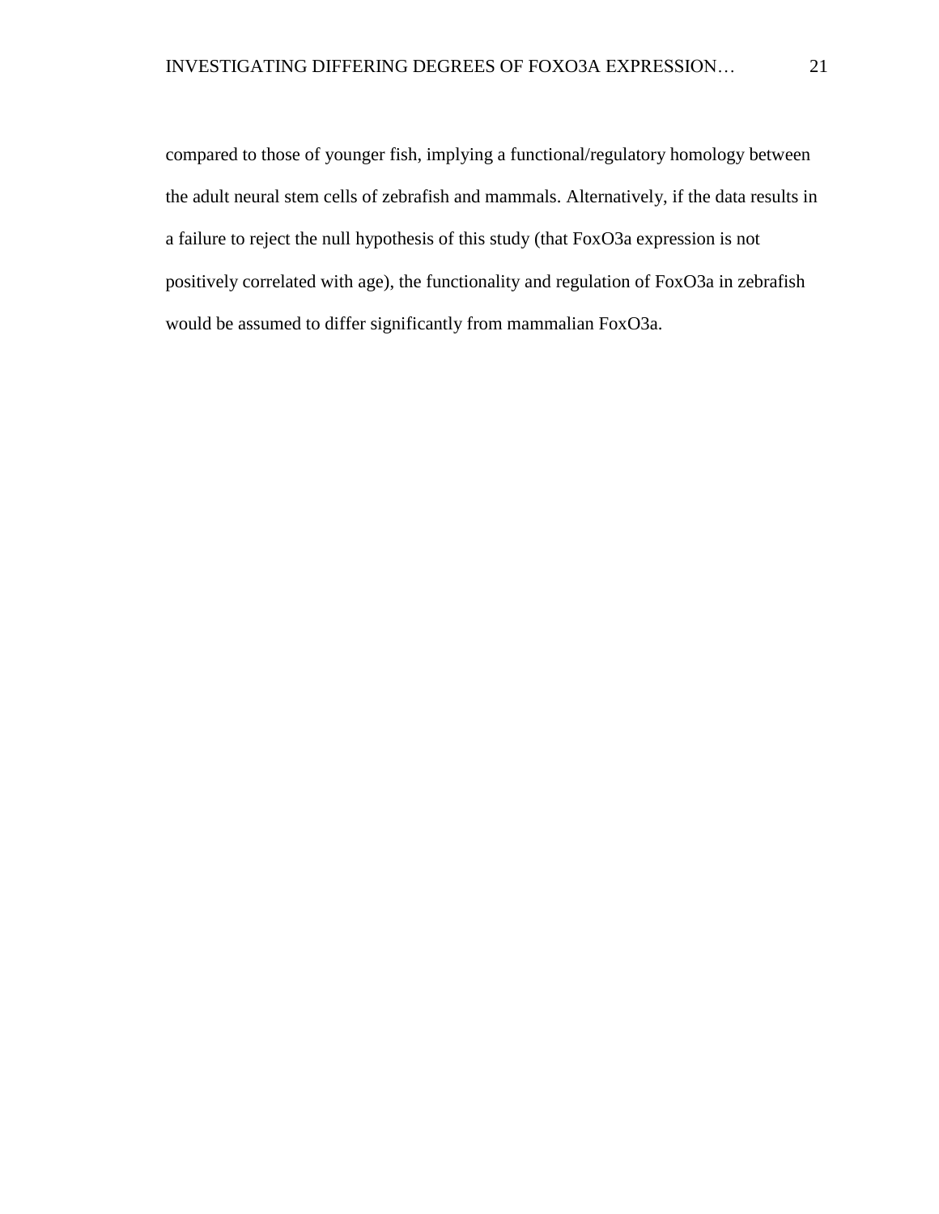compared to those of younger fish, implying a functional/regulatory homology between the adult neural stem cells of zebrafish and mammals. Alternatively, if the data results in a failure to reject the null hypothesis of this study (that FoxO3a expression is not positively correlated with age), the functionality and regulation of FoxO3a in zebrafish would be assumed to differ significantly from mammalian FoxO3a.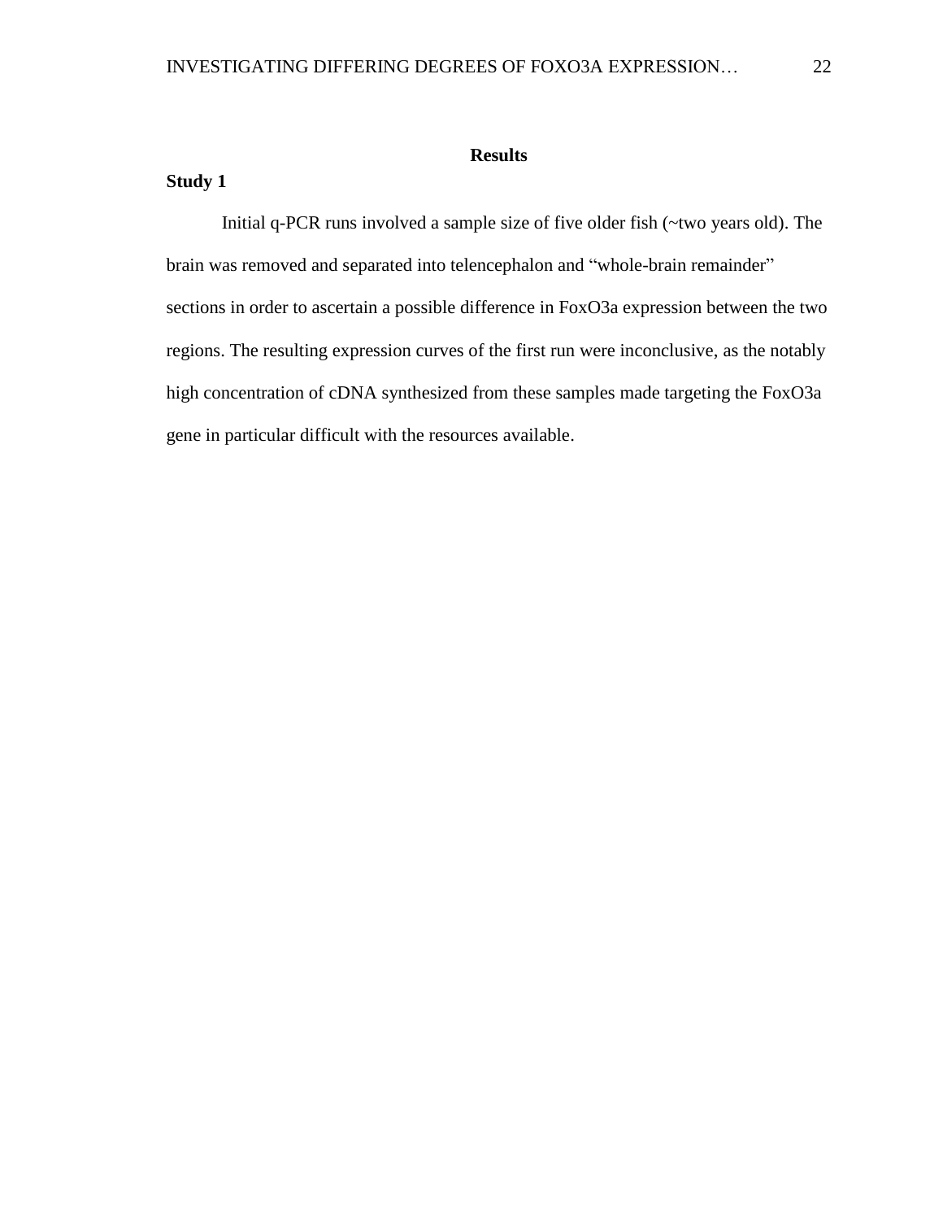## Results

### Study 1

Initial q-PCR runs involved a sample size of five older fish (~two years old). The brain was removed and separated into telencephalon and "whole-brain remainder" sections in order to ascertain a possible difference in FoxO3a expression between the two regions. The resulting expression curves of the first run were inconclusive, as the notably high concentration of cDNA synthesized from these samples made targeting the FoxO3a gene in particular difficult with the resources available.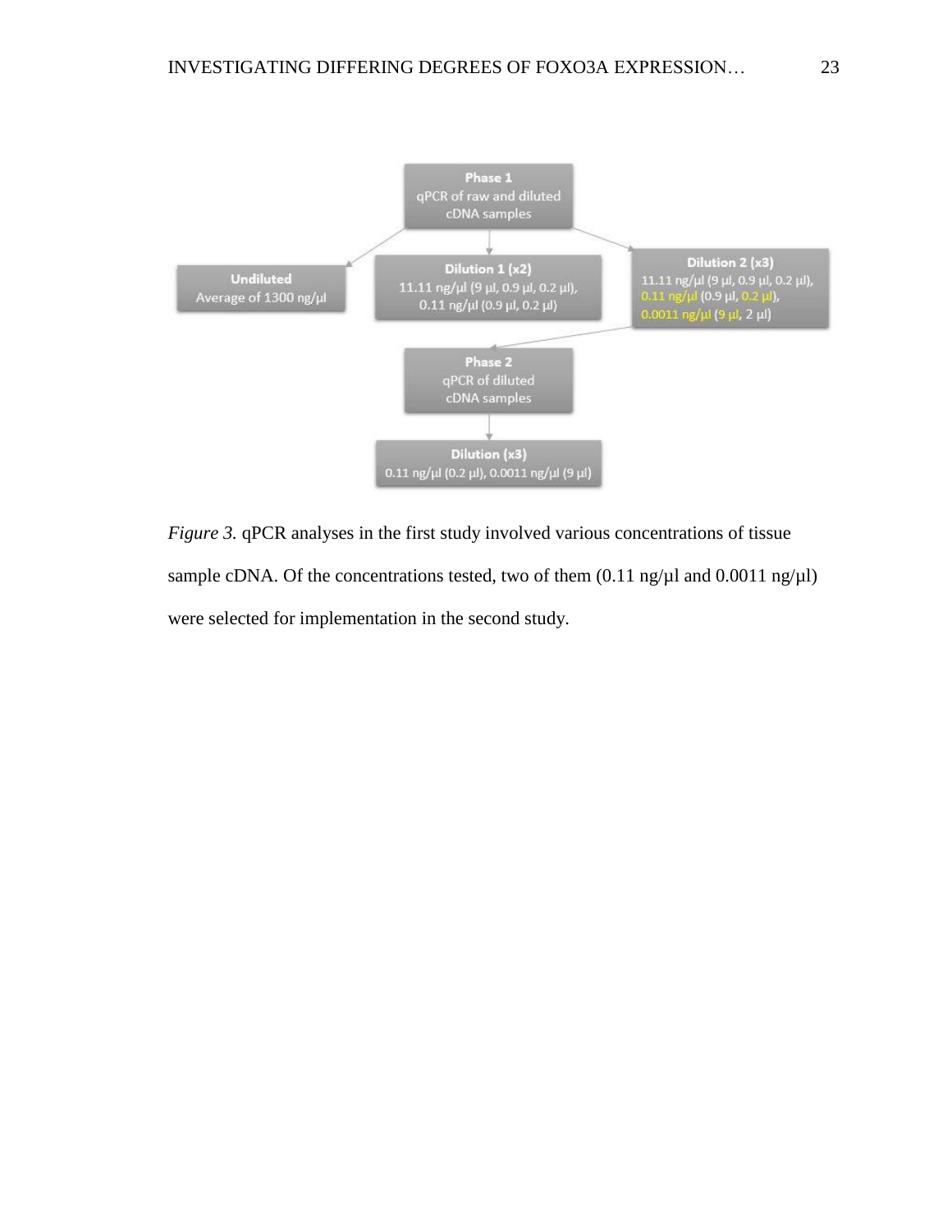Phase 1
qPCR of raw and diluted cDNA samples

Undiluted
Average of 1300 ng/µl

Dilution 1 (x2)
11.11 ng/µl (9 µl, 0.9 µl, 0.2 µl), 0.11 ng/µl (0.9 µl, 0.2 µl)

Dilution 2 (x3)
11.11 ng/µl (9 µl, 0.9 µl, 0.2 µl), 0.11 ng/µl (0.9 µl, 0.2 µl), 0.0011 ng/µl (9 µl, 2 µl)

Phase 2
qPCR of diluted cDNA samples

Dilution (x3)
0.11 ng/µl (0.2 µl), 0.0011 ng/µl (9 µl)

*Figure 3.* qPCR analyses in the first study involved various concentrations of tissue sample cDNA. Of the concentrations tested, two of them (0.11 ng/µl and 0.0011 ng/µl) were selected for implementation in the second study.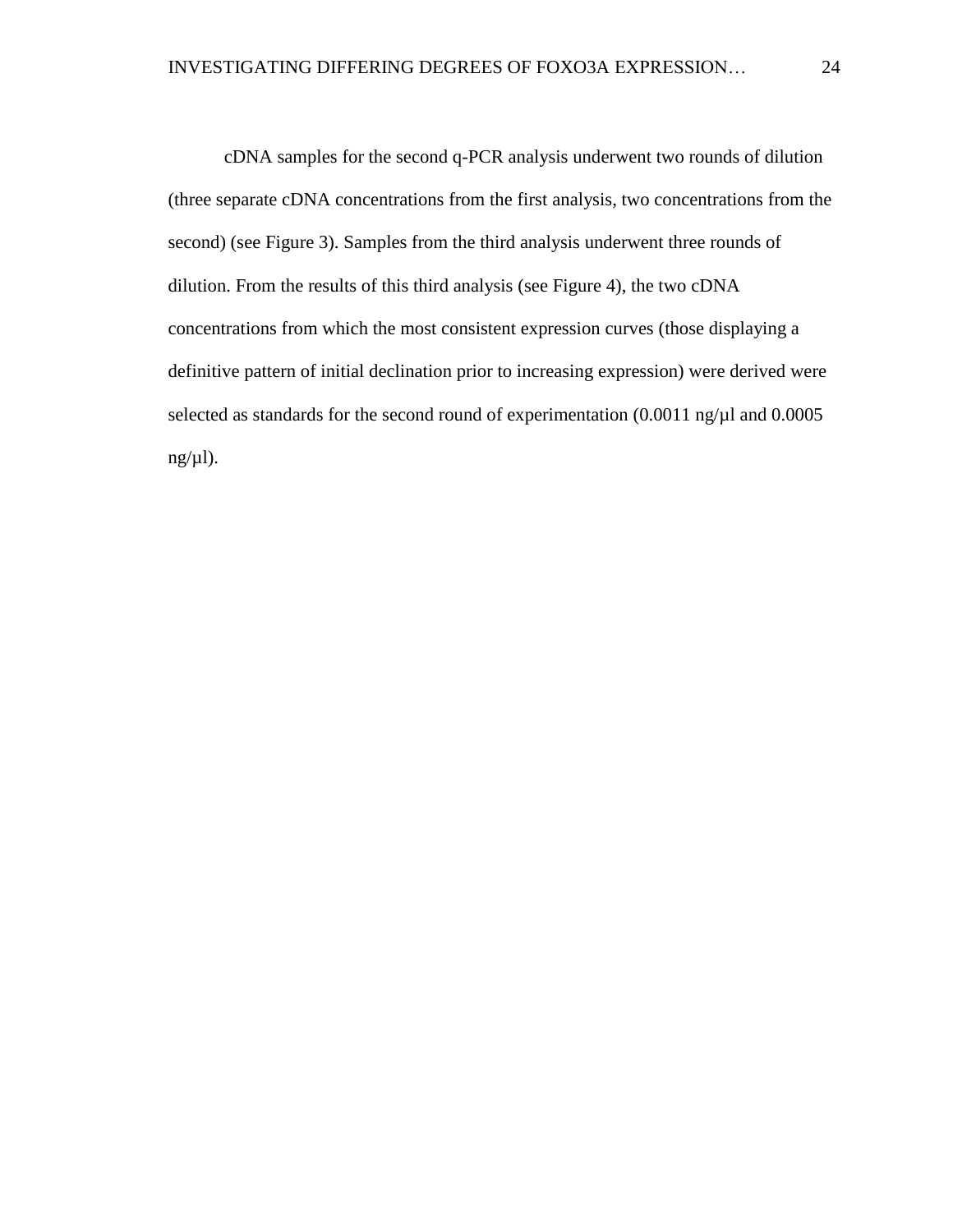cDNA samples for the second q-PCR analysis underwent two rounds of dilution (three separate cDNA concentrations from the first analysis, two concentrations from the second) (see Figure 3). Samples from the third analysis underwent three rounds of dilution. From the results of this third analysis (see Figure 4), the two cDNA concentrations from which the most consistent expression curves (those displaying a definitive pattern of initial declination prior to increasing expression) were derived were selected as standards for the second round of experimentation (0.0011 ng/µl and 0.0005 ng/µl).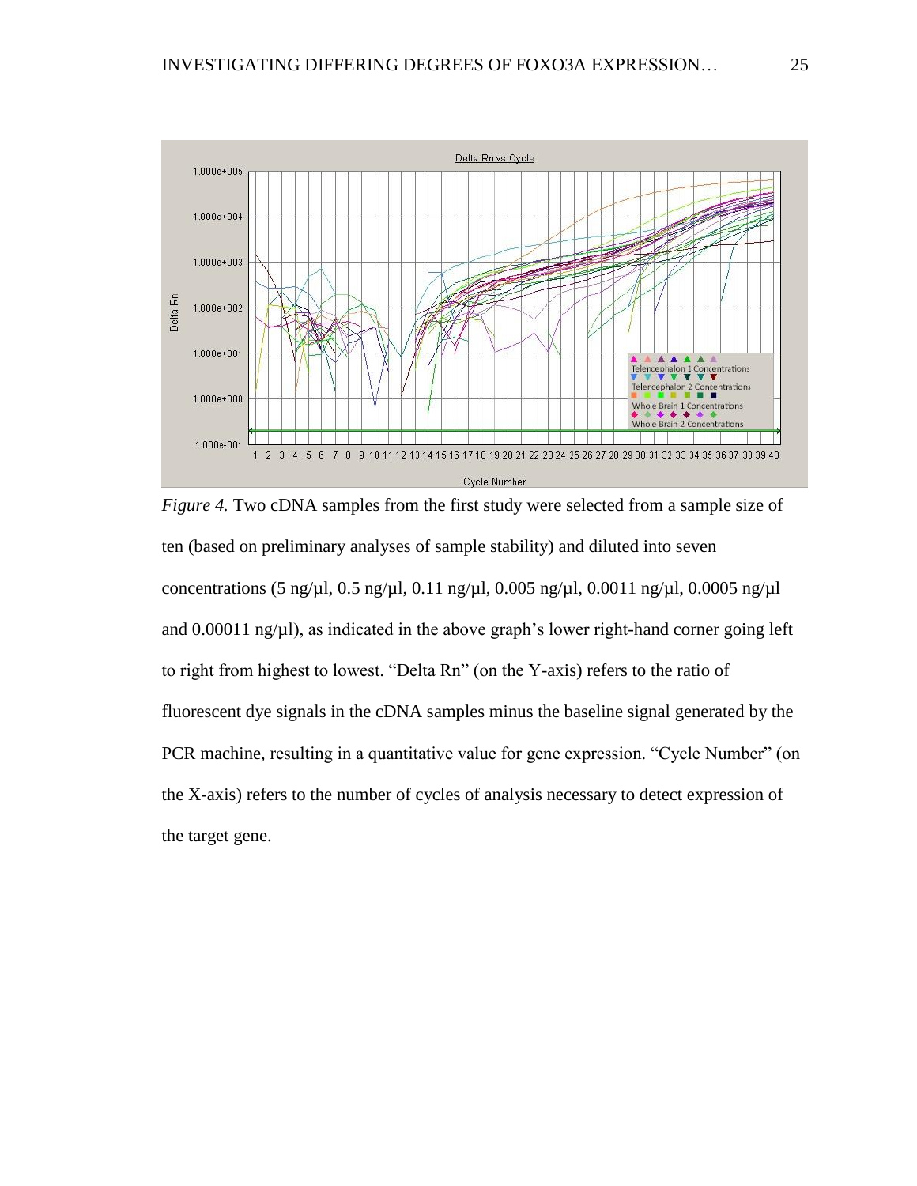*Figure 4.* Two cDNA samples from the first study were selected from a sample size of ten (based on preliminary analyses of sample stability) and diluted into seven concentrations (5 ng/µl, 0.5 ng/µl, 0.11 ng/µl, 0.005 ng/µl, 0.0011 ng/µl, 0.0005 ng/µl and 0.00011 ng/µl), as indicated in the above graph's lower right-hand corner going left to right from highest to lowest. "Delta Rn" (on the Y-axis) refers to the ratio of fluorescent dye signals in the cDNA samples minus the baseline signal generated by the PCR machine, resulting in a quantitative value for gene expression. "Cycle Number" (on the X-axis) refers to the number of cycles of analysis necessary to detect expression of the target gene.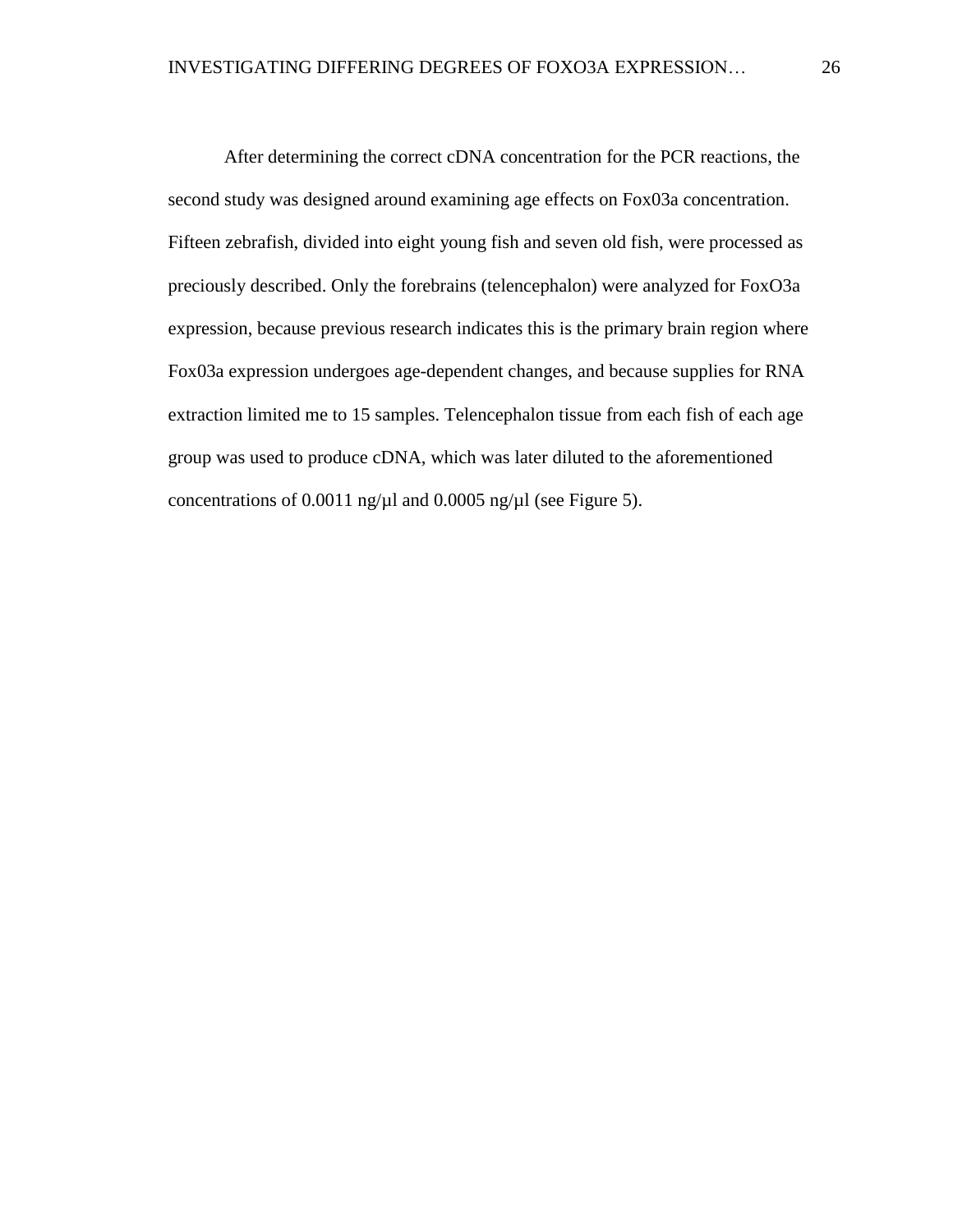After determining the correct cDNA concentration for the PCR reactions, the second study was designed around examining age effects on Fox03a concentration. Fifteen zebrafish, divided into eight young fish and seven old fish, were processed as preciously described. Only the forebrains (telencephalon) were analyzed for FoxO3a expression, because previous research indicates this is the primary brain region where Fox03a expression undergoes age-dependent changes, and because supplies for RNA extraction limited me to 15 samples. Telencephalon tissue from each fish of each age group was used to produce cDNA, which was later diluted to the aforementioned concentrations of 0.0011 ng/µl and 0.0005 ng/µl (see Figure 5).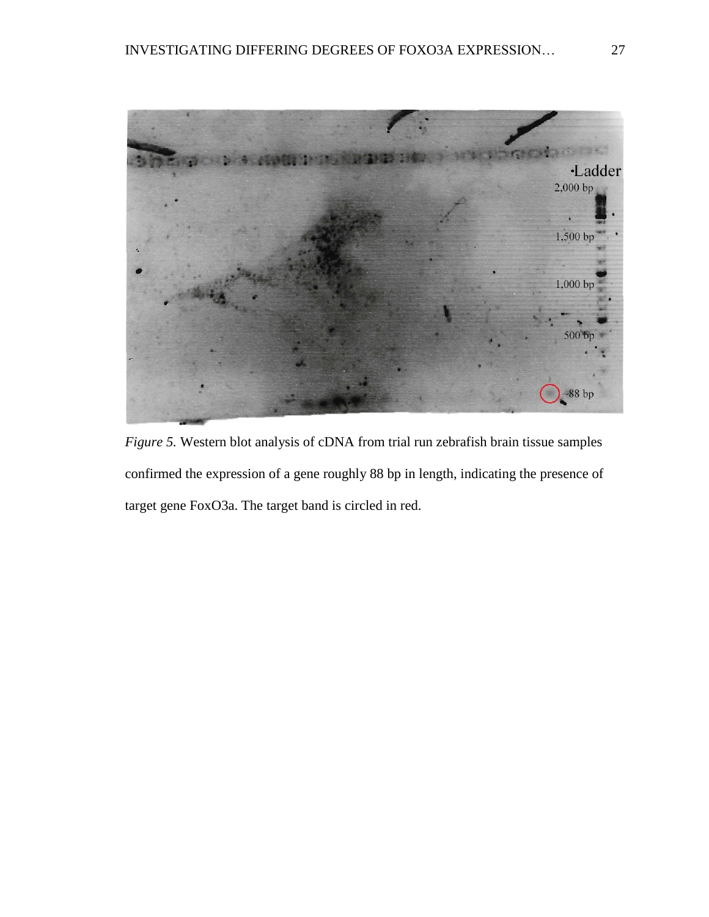*Figure 5.* Western blot analysis of cDNA from trial run zebrafish brain tissue samples confirmed the expression of a gene roughly 88 bp in length, indicating the presence of target gene FoxO3a. The target band is circled in red.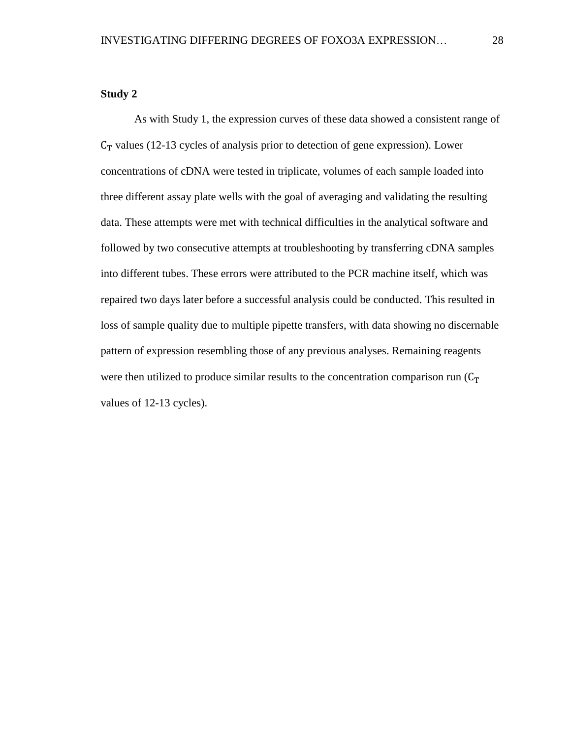**Study 2**

As with Study 1, the expression curves of these data showed a consistent range of $C_T$ values (12-13 cycles of analysis prior to detection of gene expression). Lower concentrations of cDNA were tested in triplicate, volumes of each sample loaded into three different assay plate wells with the goal of averaging and validating the resulting data. These attempts were met with technical difficulties in the analytical software and followed by two consecutive attempts at troubleshooting by transferring cDNA samples into different tubes. These errors were attributed to the PCR machine itself, which was repaired two days later before a successful analysis could be conducted. This resulted in loss of sample quality due to multiple pipette transfers, with data showing no discernable pattern of expression resembling those of any previous analyses. Remaining reagents were then utilized to produce similar results to the concentration comparison run ($C_T$ values of 12-13 cycles).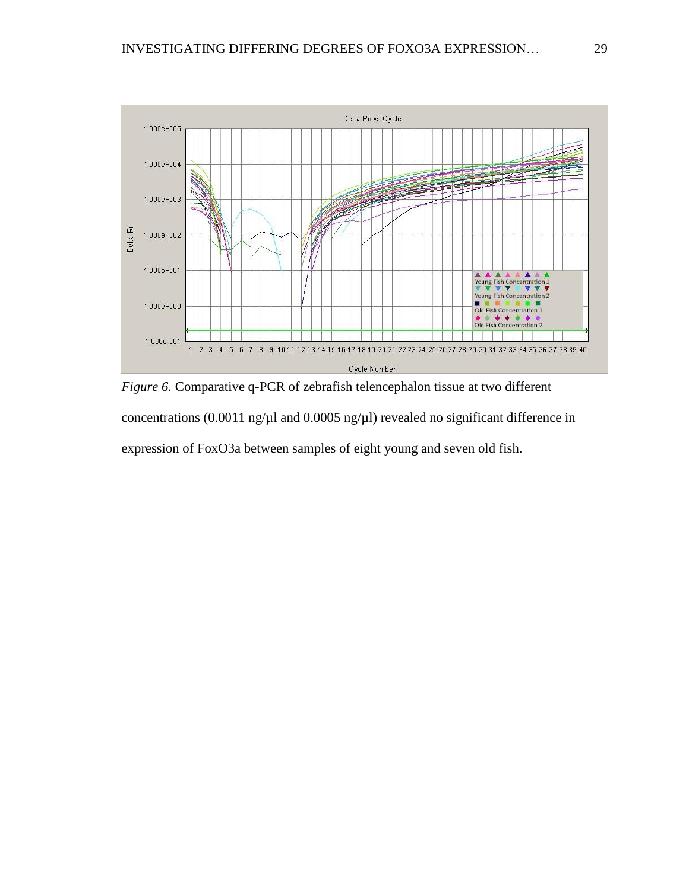*Figure 6.* Comparative q-PCR of zebrafish telencephalon tissue at two different concentrations (0.0011 ng/µl and 0.0005 ng/µl) revealed no significant difference in expression of FoxO3a between samples of eight young and seven old fish.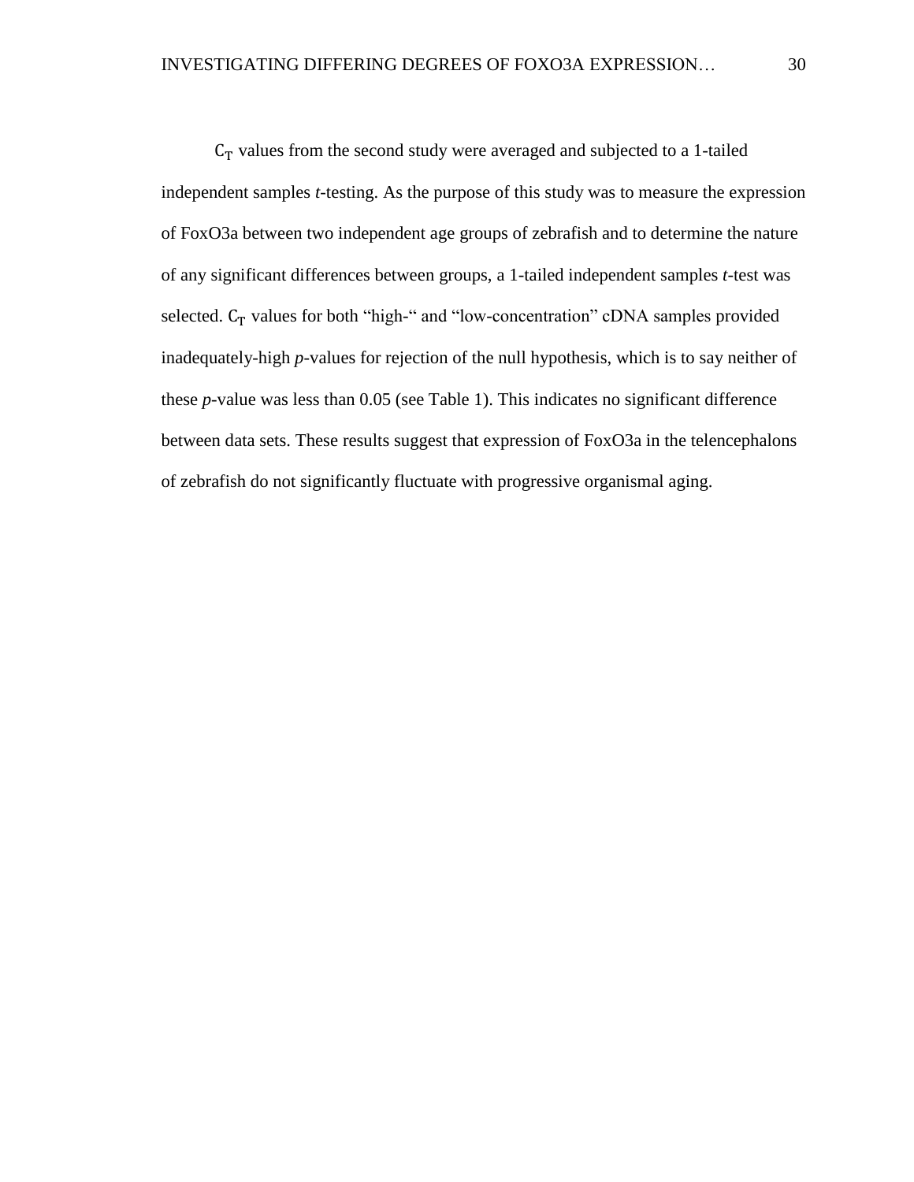$C_T$ values from the second study were averaged and subjected to a 1-tailed independent samples *t*-testing. As the purpose of this study was to measure the expression of FoxO3a between two independent age groups of zebrafish and to determine the nature of any significant differences between groups, a 1-tailed independent samples *t*-test was selected. $C_T$ values for both "high-" and "low-concentration" cDNA samples provided inadequately-high *p*-values for rejection of the null hypothesis, which is to say neither of these *p*-value was less than 0.05 (see Table 1). This indicates no significant difference between data sets. These results suggest that expression of FoxO3a in the telencephalons of zebrafish do not significantly fluctuate with progressive organismal aging.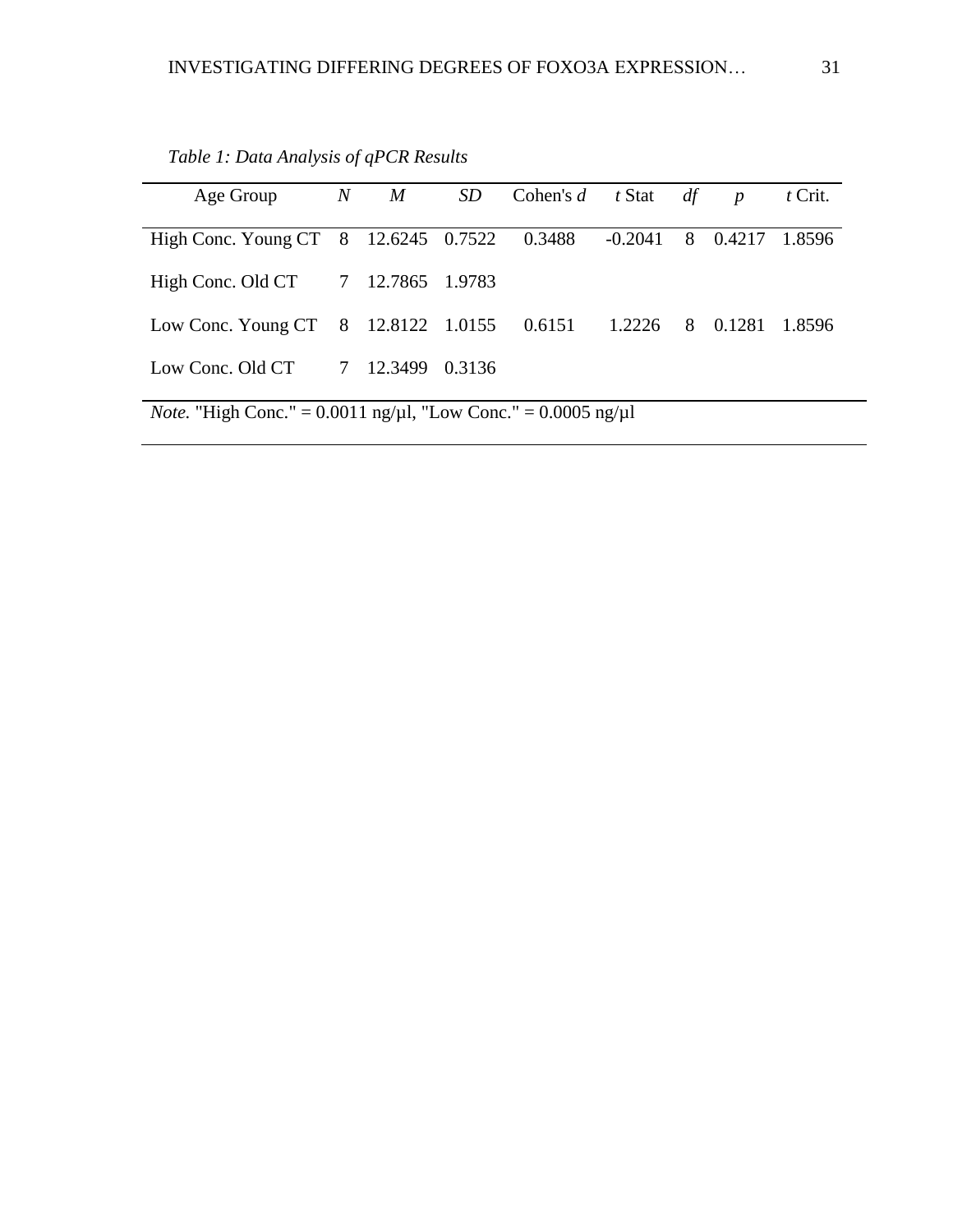*Table 1: Data Analysis of qPCR Results*

| Age Group | *N* | *M* | *SD* | Cohen's *d* | *t* Stat | *df* | *p* | *t* Crit. |
|---|---|---|---|---|---|---|---|---|
| High Conc. Young CT | 8 | 12.6245 | 0.7522 | 0.3488 | -0.2041 | 8 | 0.4217 | 1.8596 |
| High Conc. Old CT | 7 | 12.7865 | 1.9783 | | | | | |
| Low Conc. Young CT | 8 | 12.8122 | 1.0155 | 0.6151 | 1.2226 | 8 | 0.1281 | 1.8596 |
| Low Conc. Old CT | 7 | 12.3499 | 0.3136 | | | | | |

*Note.* "High Conc." = 0.0011 ng/μl, "Low Conc." = 0.0005 ng/μl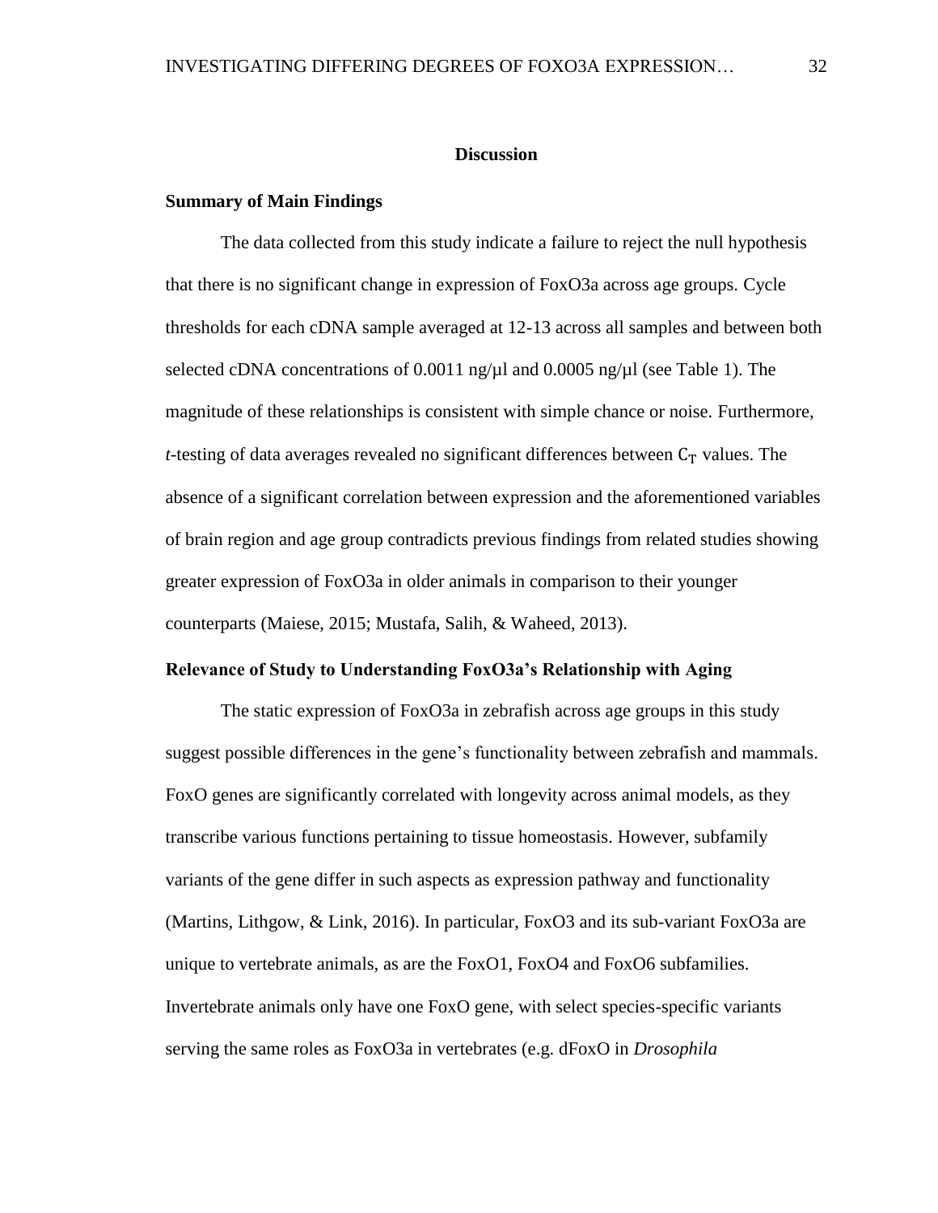# Discussion

## Summary of Main Findings

The data collected from this study indicate a failure to reject the null hypothesis that there is no significant change in expression of FoxO3a across age groups. Cycle thresholds for each cDNA sample averaged at 12-13 across all samples and between both selected cDNA concentrations of 0.0011 ng/µl and 0.0005 ng/µl (see Table 1). The magnitude of these relationships is consistent with simple chance or noise. Furthermore, *t*-testing of data averages revealed no significant differences between $C_T$ values. The absence of a significant correlation between expression and the aforementioned variables of brain region and age group contradicts previous findings from related studies showing greater expression of FoxO3a in older animals in comparison to their younger counterparts (Maiese, 2015; Mustafa, Salih, & Waheed, 2013).

## Relevance of Study to Understanding FoxO3a's Relationship with Aging

The static expression of FoxO3a in zebrafish across age groups in this study suggest possible differences in the gene's functionality between zebrafish and mammals. FoxO genes are significantly correlated with longevity across animal models, as they transcribe various functions pertaining to tissue homeostasis. However, subfamily variants of the gene differ in such aspects as expression pathway and functionality (Martins, Lithgow, & Link, 2016). In particular, FoxO3 and its sub-variant FoxO3a are unique to vertebrate animals, as are the FoxO1, FoxO4 and FoxO6 subfamilies. Invertebrate animals only have one FoxO gene, with select species-specific variants serving the same roles as FoxO3a in vertebrates (e.g. dFoxO in *Drosophila*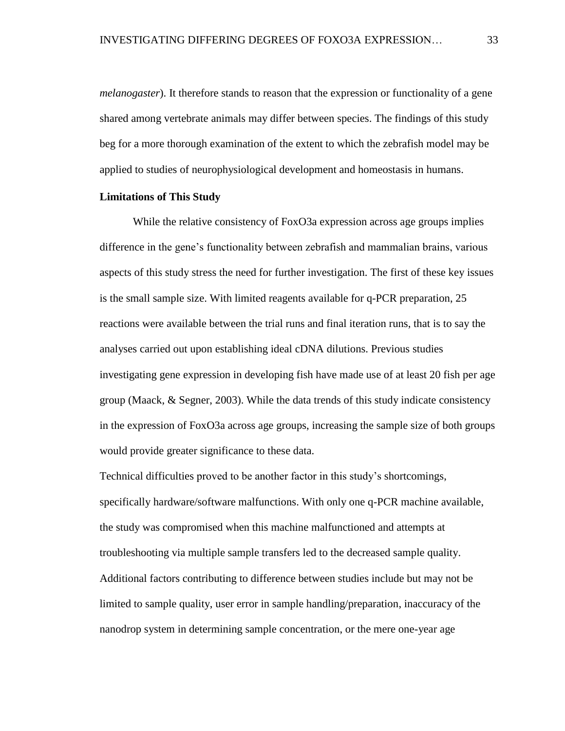*melanogaster*). It therefore stands to reason that the expression or functionality of a gene shared among vertebrate animals may differ between species. The findings of this study beg for a more thorough examination of the extent to which the zebrafish model may be applied to studies of neurophysiological development and homeostasis in humans.

**Limitations of This Study**

While the relative consistency of FoxO3a expression across age groups implies difference in the gene's functionality between zebrafish and mammalian brains, various aspects of this study stress the need for further investigation. The first of these key issues is the small sample size. With limited reagents available for q-PCR preparation, 25 reactions were available between the trial runs and final iteration runs, that is to say the analyses carried out upon establishing ideal cDNA dilutions. Previous studies investigating gene expression in developing fish have made use of at least 20 fish per age group (Maack, & Segner, 2003). While the data trends of this study indicate consistency in the expression of FoxO3a across age groups, increasing the sample size of both groups would provide greater significance to these data.

Technical difficulties proved to be another factor in this study's shortcomings, specifically hardware/software malfunctions. With only one q-PCR machine available, the study was compromised when this machine malfunctioned and attempts at troubleshooting via multiple sample transfers led to the decreased sample quality. Additional factors contributing to difference between studies include but may not be limited to sample quality, user error in sample handling/preparation, inaccuracy of the nanodrop system in determining sample concentration, or the mere one-year age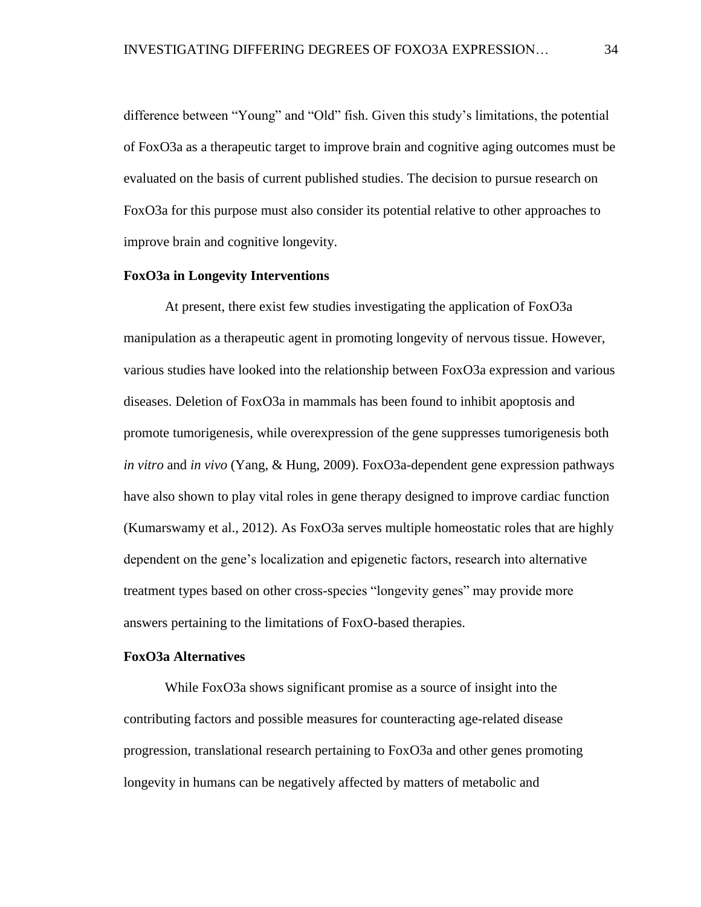difference between “Young” and “Old” fish. Given this study’s limitations, the potential of FoxO3a as a therapeutic target to improve brain and cognitive aging outcomes must be evaluated on the basis of current published studies. The decision to pursue research on FoxO3a for this purpose must also consider its potential relative to other approaches to improve brain and cognitive longevity.

### FoxO3a in Longevity Interventions

At present, there exist few studies investigating the application of FoxO3a manipulation as a therapeutic agent in promoting longevity of nervous tissue. However, various studies have looked into the relationship between FoxO3a expression and various diseases. Deletion of FoxO3a in mammals has been found to inhibit apoptosis and promote tumorigenesis, while overexpression of the gene suppresses tumorigenesis both *in vitro* and *in vivo* (Yang, & Hung, 2009). FoxO3a-dependent gene expression pathways have also shown to play vital roles in gene therapy designed to improve cardiac function (Kumarswamy et al., 2012). As FoxO3a serves multiple homeostatic roles that are highly dependent on the gene’s localization and epigenetic factors, research into alternative treatment types based on other cross-species “longevity genes” may provide more answers pertaining to the limitations of FoxO-based therapies.

### FoxO3a Alternatives

While FoxO3a shows significant promise as a source of insight into the contributing factors and possible measures for counteracting age-related disease progression, translational research pertaining to FoxO3a and other genes promoting longevity in humans can be negatively affected by matters of metabolic and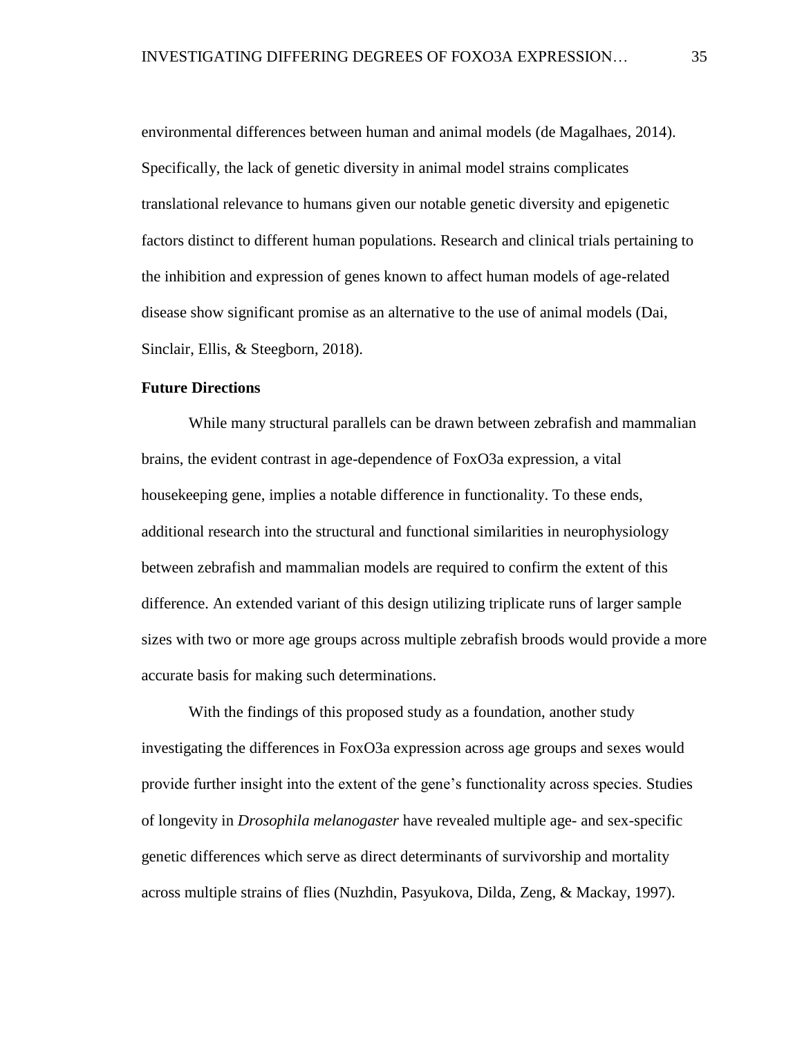environmental differences between human and animal models (de Magalhaes, 2014). Specifically, the lack of genetic diversity in animal model strains complicates translational relevance to humans given our notable genetic diversity and epigenetic factors distinct to different human populations. Research and clinical trials pertaining to the inhibition and expression of genes known to affect human models of age-related disease show significant promise as an alternative to the use of animal models (Dai, Sinclair, Ellis, & Steegborn, 2018).

**Future Directions**

While many structural parallels can be drawn between zebrafish and mammalian brains, the evident contrast in age-dependence of FoxO3a expression, a vital housekeeping gene, implies a notable difference in functionality. To these ends, additional research into the structural and functional similarities in neurophysiology between zebrafish and mammalian models are required to confirm the extent of this difference. An extended variant of this design utilizing triplicate runs of larger sample sizes with two or more age groups across multiple zebrafish broods would provide a more accurate basis for making such determinations.

With the findings of this proposed study as a foundation, another study investigating the differences in FoxO3a expression across age groups and sexes would provide further insight into the extent of the gene's functionality across species. Studies of longevity in *Drosophila melanogaster* have revealed multiple age- and sex-specific genetic differences which serve as direct determinants of survivorship and mortality across multiple strains of flies (Nuzhdin, Pasyukova, Dilda, Zeng, & Mackay, 1997).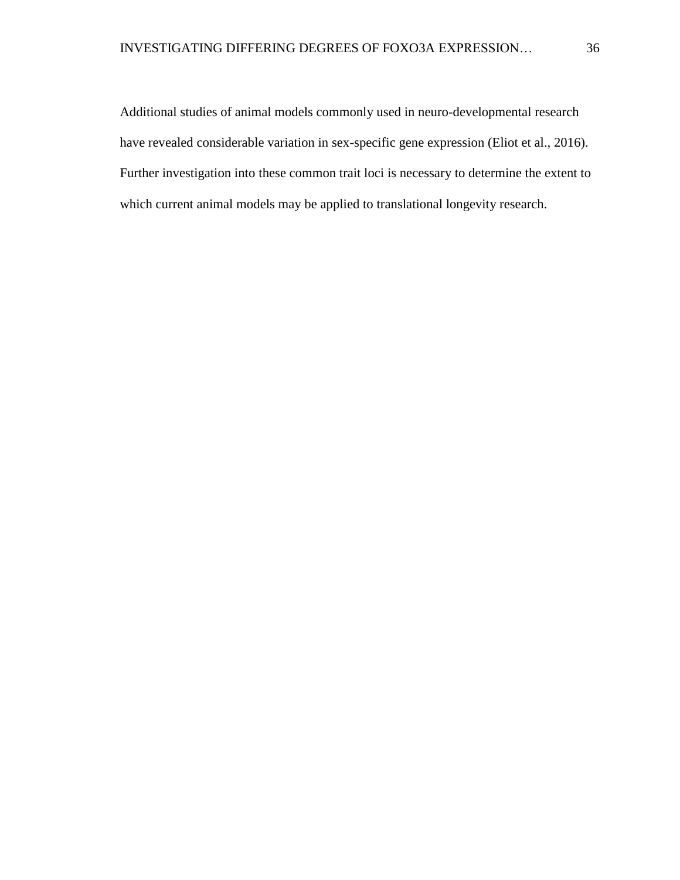Additional studies of animal models commonly used in neuro-developmental research have revealed considerable variation in sex-specific gene expression (Eliot et al., 2016). Further investigation into these common trait loci is necessary to determine the extent to which current animal models may be applied to translational longevity research.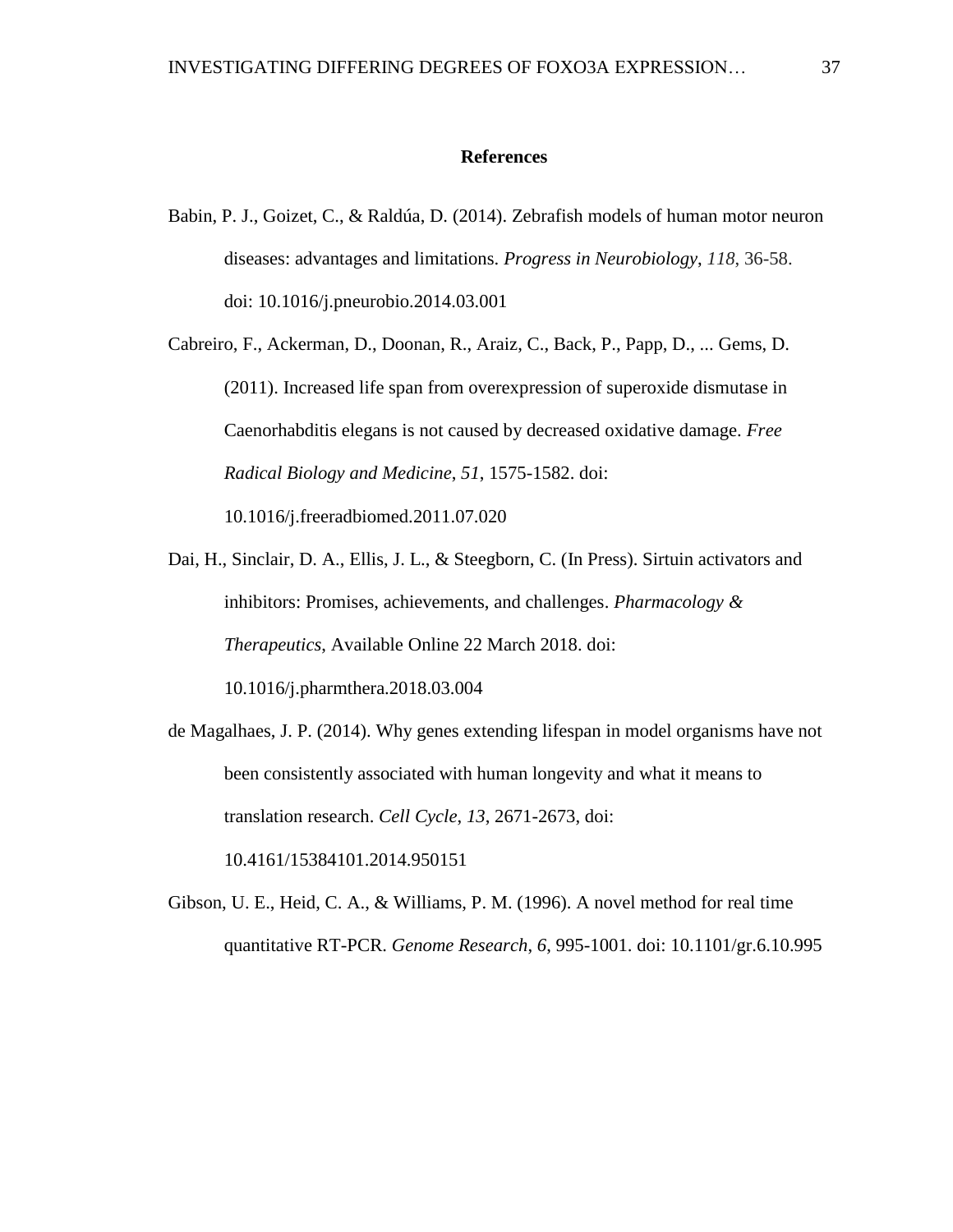# References

Babin, P. J., Goizet, C., & Raldúa, D. (2014). Zebrafish models of human motor neuron diseases: advantages and limitations. *Progress in Neurobiology*, *118*, 36-58. doi: 10.1016/j.pneurobio.2014.03.001

Cabreiro, F., Ackerman, D., Doonan, R., Araiz, C., Back, P., Papp, D., ... Gems, D. (2011). Increased life span from overexpression of superoxide dismutase in Caenorhabditis elegans is not caused by decreased oxidative damage. *Free Radical Biology and Medicine*, *51*, 1575-1582. doi: 10.1016/j.freeradbiomed.2011.07.020

Dai, H., Sinclair, D. A., Ellis, J. L., & Steegborn, C. (In Press). Sirtuin activators and inhibitors: Promises, achievements, and challenges. *Pharmacology & Therapeutics*, Available Online 22 March 2018. doi: 10.1016/j.pharmthera.2018.03.004

de Magalhaes, J. P. (2014). Why genes extending lifespan in model organisms have not been consistently associated with human longevity and what it means to translation research. *Cell Cycle*, *13*, 2671-2673, doi: 10.4161/15384101.2014.950151

Gibson, U. E., Heid, C. A., & Williams, P. M. (1996). A novel method for real time quantitative RT-PCR. *Genome Research*, *6*, 995-1001. doi: 10.1101/gr.6.10.995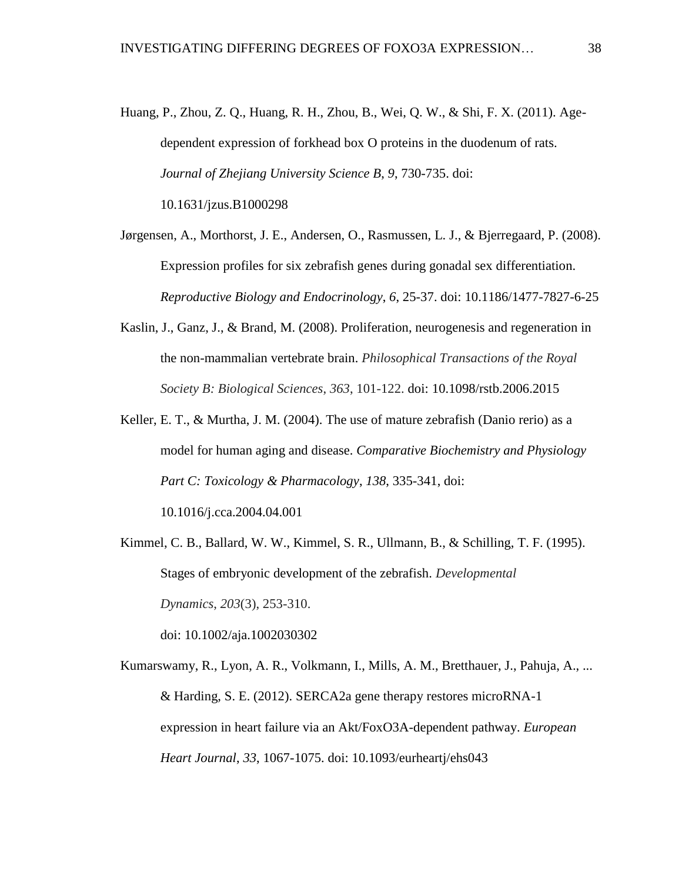Huang, P., Zhou, Z. Q., Huang, R. H., Zhou, B., Wei, Q. W., & Shi, F. X. (2011). Age-dependent expression of forkhead box O proteins in the duodenum of rats. *Journal of Zhejiang University Science B*, *9*, 730-735. doi: 10.1631/jzus.B1000298

Jørgensen, A., Morthorst, J. E., Andersen, O., Rasmussen, L. J., & Bjerregaard, P. (2008). Expression profiles for six zebrafish genes during gonadal sex differentiation. *Reproductive Biology and Endocrinology*, *6*, 25-37. doi: 10.1186/1477-7827-6-25

Kaslin, J., Ganz, J., & Brand, M. (2008). Proliferation, neurogenesis and regeneration in the non-mammalian vertebrate brain. *Philosophical Transactions of the Royal Society B: Biological Sciences*, *363*, 101-122. doi: 10.1098/rstb.2006.2015

Keller, E. T., & Murtha, J. M. (2004). The use of mature zebrafish (Danio rerio) as a model for human aging and disease. *Comparative Biochemistry and Physiology Part C: Toxicology & Pharmacology*, *138*, 335-341, doi: 10.1016/j.cca.2004.04.001

Kimmel, C. B., Ballard, W. W., Kimmel, S. R., Ullmann, B., & Schilling, T. F. (1995). Stages of embryonic development of the zebrafish. *Developmental Dynamics*, *203*(3), 253-310. doi: 10.1002/aja.1002030302

Kumarswamy, R., Lyon, A. R., Volkmann, I., Mills, A. M., Bretthauer, J., Pahuja, A., ... & Harding, S. E. (2012). SERCA2a gene therapy restores microRNA-1 expression in heart failure via an Akt/FoxO3A-dependent pathway. *European Heart Journal*, *33*, 1067-1075. doi: 10.1093/eurheartj/ehs043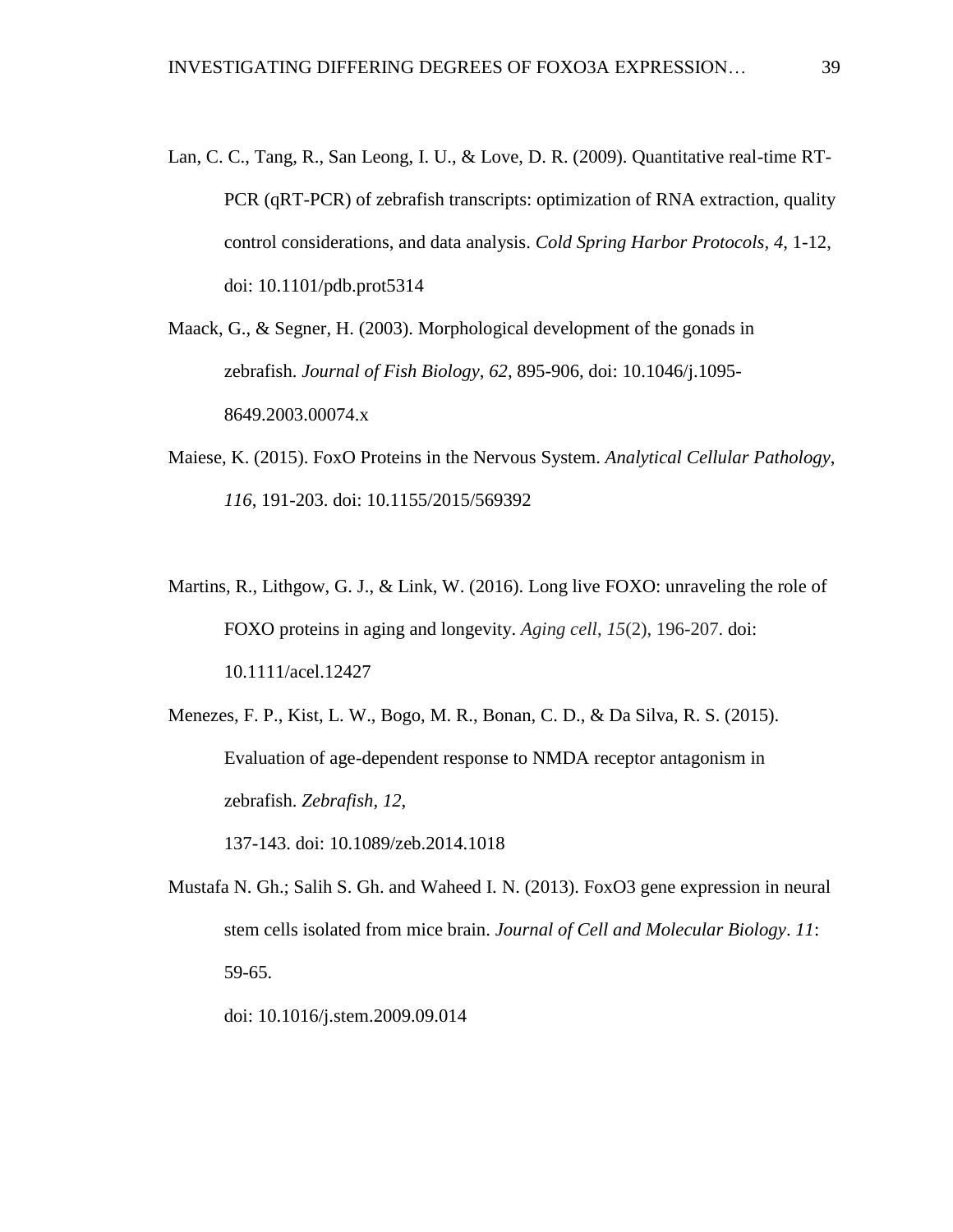Lan, C. C., Tang, R., San Leong, I. U., & Love, D. R. (2009). Quantitative real-time RT-PCR (qRT-PCR) of zebrafish transcripts: optimization of RNA extraction, quality control considerations, and data analysis. *Cold Spring Harbor Protocols*, *4*, 1-12, doi: 10.1101/pdb.prot5314

Maack, G., & Segner, H. (2003). Morphological development of the gonads in zebrafish. *Journal of Fish Biology*, *62*, 895-906, doi: 10.1046/j.1095-8649.2003.00074.x

Maiese, K. (2015). FoxO Proteins in the Nervous System. *Analytical Cellular Pathology*, *116*, 191-203. doi: 10.1155/2015/569392

Martins, R., Lithgow, G. J., & Link, W. (2016). Long live FOXO: unraveling the role of FOXO proteins in aging and longevity. *Aging cell*, *15*(2), 196-207. doi: 10.1111/acel.12427

Menezes, F. P., Kist, L. W., Bogo, M. R., Bonan, C. D., & Da Silva, R. S. (2015). Evaluation of age-dependent response to NMDA receptor antagonism in zebrafish. *Zebrafish*, *12*, 137-143. doi: 10.1089/zeb.2014.1018

Mustafa N. Gh.; Salih S. Gh. and Waheed I. N. (2013). FoxO3 gene expression in neural stem cells isolated from mice brain. *Journal of Cell and Molecular Biology*. *11*: 59-65. doi: 10.1016/j.stem.2009.09.014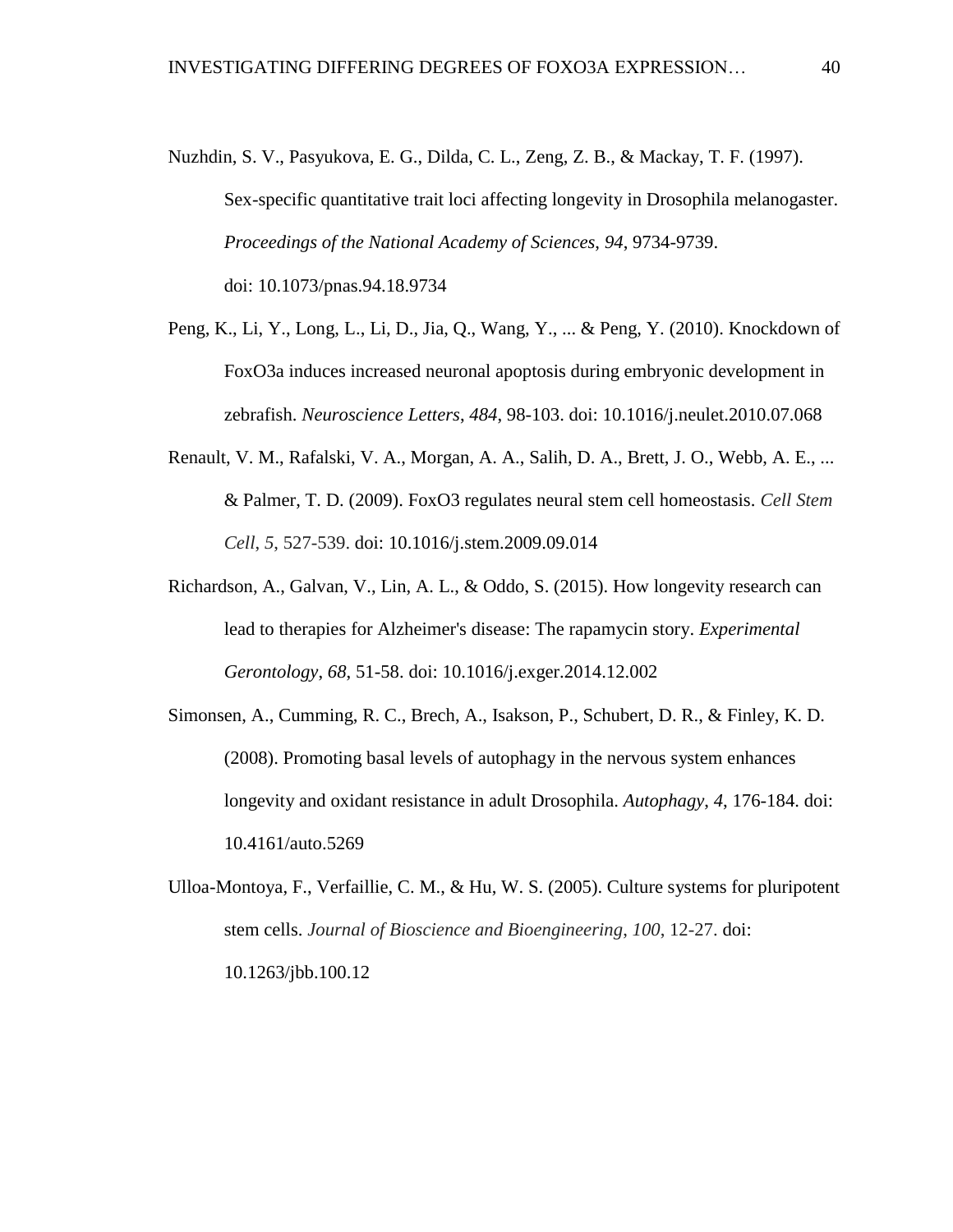Nuzhdin, S. V., Pasyukova, E. G., Dilda, C. L., Zeng, Z. B., & Mackay, T. F. (1997). Sex-specific quantitative trait loci affecting longevity in Drosophila melanogaster. *Proceedings of the National Academy of Sciences*, *94*, 9734-9739. doi: 10.1073/pnas.94.18.9734

Peng, K., Li, Y., Long, L., Li, D., Jia, Q., Wang, Y., ... & Peng, Y. (2010). Knockdown of FoxO3a induces increased neuronal apoptosis during embryonic development in zebrafish. *Neuroscience Letters*, *484*, 98-103. doi: 10.1016/j.neulet.2010.07.068

Renault, V. M., Rafalski, V. A., Morgan, A. A., Salih, D. A., Brett, J. O., Webb, A. E., ... & Palmer, T. D. (2009). FoxO3 regulates neural stem cell homeostasis. *Cell Stem Cell*, *5*, 527-539. doi: 10.1016/j.stem.2009.09.014

Richardson, A., Galvan, V., Lin, A. L., & Oddo, S. (2015). How longevity research can lead to therapies for Alzheimer's disease: The rapamycin story. *Experimental Gerontology*, *68*, 51-58. doi: 10.1016/j.exger.2014.12.002

Simonsen, A., Cumming, R. C., Brech, A., Isakson, P., Schubert, D. R., & Finley, K. D. (2008). Promoting basal levels of autophagy in the nervous system enhances longevity and oxidant resistance in adult Drosophila. *Autophagy*, *4*, 176-184. doi: 10.4161/auto.5269

Ulloa-Montoya, F., Verfaillie, C. M., & Hu, W. S. (2005). Culture systems for pluripotent stem cells. *Journal of Bioscience and Bioengineering*, *100*, 12-27. doi: 10.1263/jbb.100.12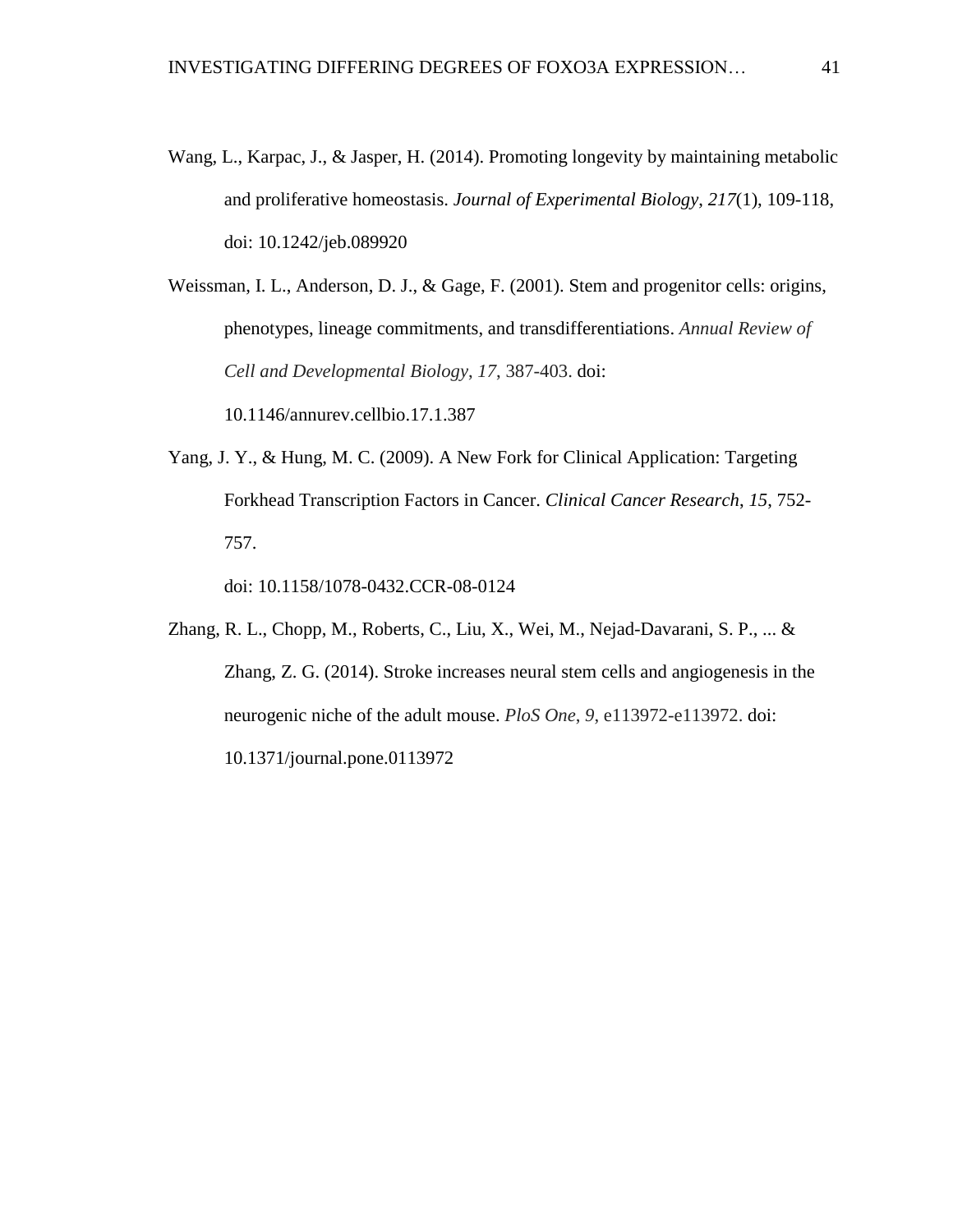Wang, L., Karpac, J., & Jasper, H. (2014). Promoting longevity by maintaining metabolic and proliferative homeostasis. *Journal of Experimental Biology*, *217*(1), 109-118, doi: 10.1242/jeb.089920

Weissman, I. L., Anderson, D. J., & Gage, F. (2001). Stem and progenitor cells: origins, phenotypes, lineage commitments, and transdifferentiations. *Annual Review of Cell and Developmental Biology*, *17*, 387-403. doi: 10.1146/annurev.cellbio.17.1.387

Yang, J. Y., & Hung, M. C. (2009). A New Fork for Clinical Application: Targeting Forkhead Transcription Factors in Cancer. *Clinical Cancer Research*, *15*, 752-757.

doi: 10.1158/1078-0432.CCR-08-0124

Zhang, R. L., Chopp, M., Roberts, C., Liu, X., Wei, M., Nejad-Davarani, S. P., ... & Zhang, Z. G. (2014). Stroke increases neural stem cells and angiogenesis in the neurogenic niche of the adult mouse. *PloS One*, *9*, e113972-e113972. doi: 10.1371/journal.pone.0113972